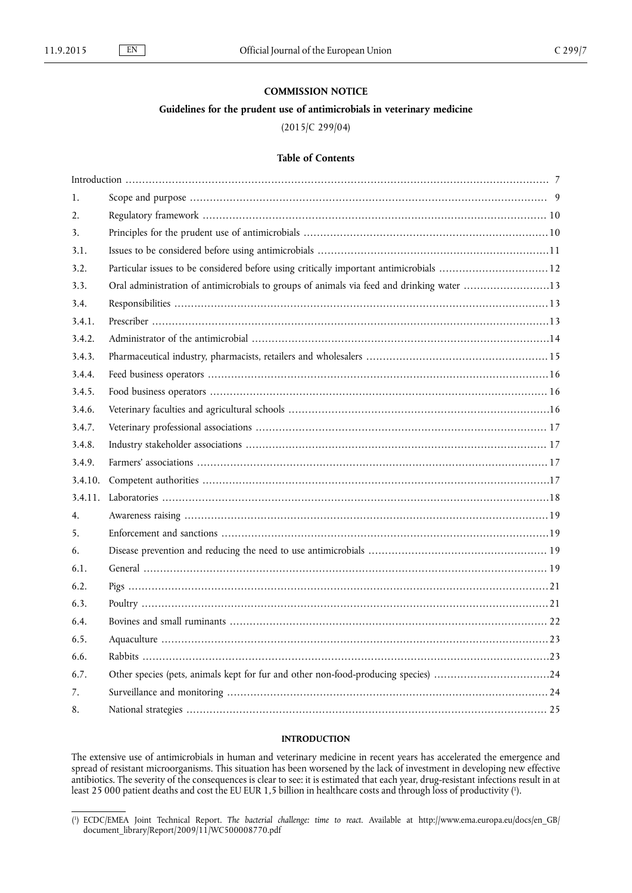## COMMISSION NOTICE

### Guidelines for the prudent use of antimicrobials in veterinary medicine

(2015/C 299/04)

### Table of Contents

| | | |
|---|---|---|
| Introduction | | 7 |
| 1. | Scope and purpose | 9 |
| 2. | Regulatory framework | 10 |
| 3. | Principles for the prudent use of antimicrobials | 10 |
| 3.1. | Issues to be considered before using antimicrobials | 11 |
| 3.2. | Particular issues to be considered before using critically important antimicrobials | 12 |
| 3.3. | Oral administration of antimicrobials to groups of animals via feed and drinking water | 13 |
| 3.4. | Responsibilities | 13 |
| 3.4.1. | Prescriber | 13 |
| 3.4.2. | Administrator of the antimicrobial | 14 |
| 3.4.3. | Pharmaceutical industry, pharmacists, retailers and wholesalers | 15 |
| 3.4.4. | Feed business operators | 16 |
| 3.4.5. | Food business operators | 16 |
| 3.4.6. | Veterinary faculties and agricultural schools | 16 |
| 3.4.7. | Veterinary professional associations | 17 |
| 3.4.8. | Industry stakeholder associations | 17 |
| 3.4.9. | Farmers' associations | 17 |
| 3.4.10. | Competent authorities | 17 |
| 3.4.11. | Laboratories | 18 |
| 4. | Awareness raising | 19 |
| 5. | Enforcement and sanctions | 19 |
| 6. | Disease prevention and reducing the need to use antimicrobials | 19 |
| 6.1. | General | 19 |
| 6.2. | Pigs | 21 |
| 6.3. | Poultry | 21 |
| 6.4. | Bovines and small ruminants | 22 |
| 6.5. | Aquaculture | 23 |
| 6.6. | Rabbits | 23 |
| 6.7. | Other species (pets, animals kept for fur and other non-food-producing species) | 24 |
| 7. | Surveillance and monitoring | 24 |
| 8. | National strategies | 25 |

#### INTRODUCTION

The extensive use of antimicrobials in human and veterinary medicine in recent years has accelerated the emergence and spread of resistant microorganisms. This situation has been worsened by the lack of investment in developing new effective antibiotics. The severity of the consequences is clear to see: it is estimated that each year, drug-resistant infections result in at least 25 000 patient deaths and cost the EU EUR 1,5 billion in healthcare costs and through loss of productivity [1].

---

[1] ECDC/EMEA Joint Technical Report. *The bacterial challenge: time to react.* Available at http://www.ema.europa.eu/docs/en_GB/document_library/Report/2009/11/WC500008770.pdf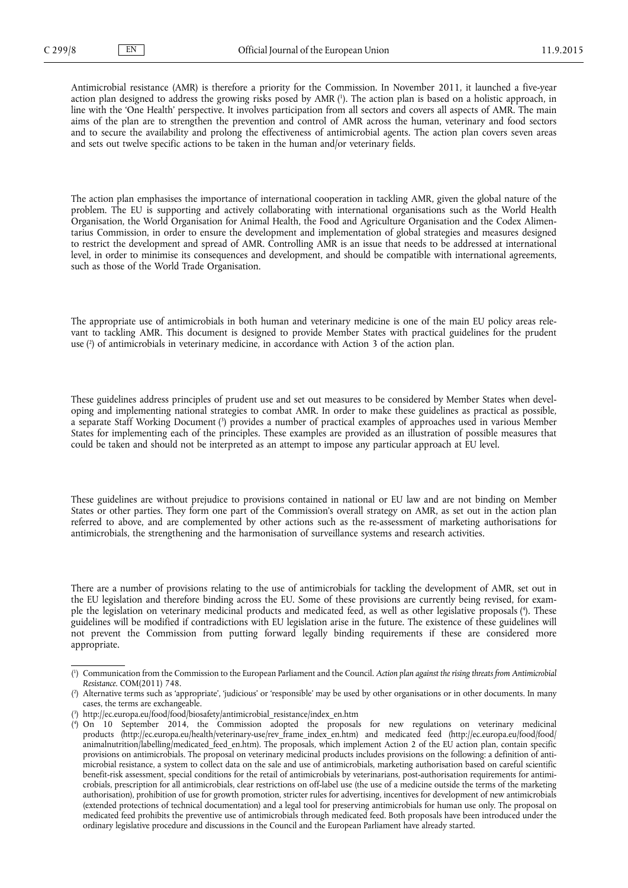Antimicrobial resistance (AMR) is therefore a priority for the Commission. In November 2011, it launched a five-year action plan designed to address the growing risks posed by AMR [1]. The action plan is based on a holistic approach, in line with the 'One Health' perspective. It involves participation from all sectors and covers all aspects of AMR. The main aims of the plan are to strengthen the prevention and control of AMR across the human, veterinary and food sectors and to secure the availability and prolong the effectiveness of antimicrobial agents. The action plan covers seven areas and sets out twelve specific actions to be taken in the human and/or veterinary fields.

The action plan emphasises the importance of international cooperation in tackling AMR, given the global nature of the problem. The EU is supporting and actively collaborating with international organisations such as the World Health Organisation, the World Organisation for Animal Health, the Food and Agriculture Organisation and the Codex Alimentarius Commission, in order to ensure the development and implementation of global strategies and measures designed to restrict the development and spread of AMR. Controlling AMR is an issue that needs to be addressed at international level, in order to minimise its consequences and development, and should be compatible with international agreements, such as those of the World Trade Organisation.

The appropriate use of antimicrobials in both human and veterinary medicine is one of the main EU policy areas relevant to tackling AMR. This document is designed to provide Member States with practical guidelines for the prudent use [2] of antimicrobials in veterinary medicine, in accordance with Action 3 of the action plan.

These guidelines address principles of prudent use and set out measures to be considered by Member States when developing and implementing national strategies to combat AMR. In order to make these guidelines as practical as possible, a separate Staff Working Document [3] provides a number of practical examples of approaches used in various Member States for implementing each of the principles. These examples are provided as an illustration of possible measures that could be taken and should not be interpreted as an attempt to impose any particular approach at EU level.

These guidelines are without prejudice to provisions contained in national or EU law and are not binding on Member States or other parties. They form one part of the Commission's overall strategy on AMR, as set out in the action plan referred to above, and are complemented by other actions such as the re-assessment of marketing authorisations for antimicrobials, the strengthening and the harmonisation of surveillance systems and research activities.

There are a number of provisions relating to the use of antimicrobials for tackling the development of AMR, set out in the EU legislation and therefore binding across the EU. Some of these provisions are currently being revised, for example the legislation on veterinary medicinal products and medicated feed, as well as other legislative proposals [4]. These guidelines will be modified if contradictions with EU legislation arise in the future. The existence of these guidelines will not prevent the Commission from putting forward legally binding requirements if these are considered more appropriate.

---

[1] Communication from the Commission to the European Parliament and the Council. *Action plan against the rising threats from Antimicrobial Resistance*. COM(2011) 748.

[2] Alternative terms such as 'appropriate', 'judicious' or 'responsible' may be used by other organisations or in other documents. In many cases, the terms are exchangeable.

[3] http://ec.europa.eu/food/food/biosafety/antimicrobial_resistance/index_en.htm

[4] On 10 September 2014, the Commission adopted the proposals for new regulations on veterinary medicinal products (http://ec.europa.eu/health/veterinary-use/rev_frame_index_en.htm) and medicated feed (http://ec.europa.eu/food/food/animalnutrition/labelling/medicated_feed_en.htm). The proposals, which implement Action 2 of the EU action plan, contain specific provisions on antimicrobials. The proposal on veterinary medicinal products includes provisions on the following: a definition of antimicrobial resistance, a system to collect data on the sale and use of antimicrobials, marketing authorisation based on careful scientific benefit-risk assessment, special conditions for the retail of antimicrobials by veterinarians, post-authorisation requirements for antimicrobials, prescription for all antimicrobials, clear restrictions on off-label use (the use of a medicine outside the terms of the marketing authorisation), prohibition of use for growth promotion, stricter rules for advertising, incentives for development of new antimicrobials (extended protections of technical documentation) and a legal tool for preserving antimicrobials for human use only. The proposal on medicated feed prohibits the preventive use of antimicrobials through medicated feed. Both proposals have been introduced under the ordinary legislative procedure and discussions in the Council and the European Parliament have already started.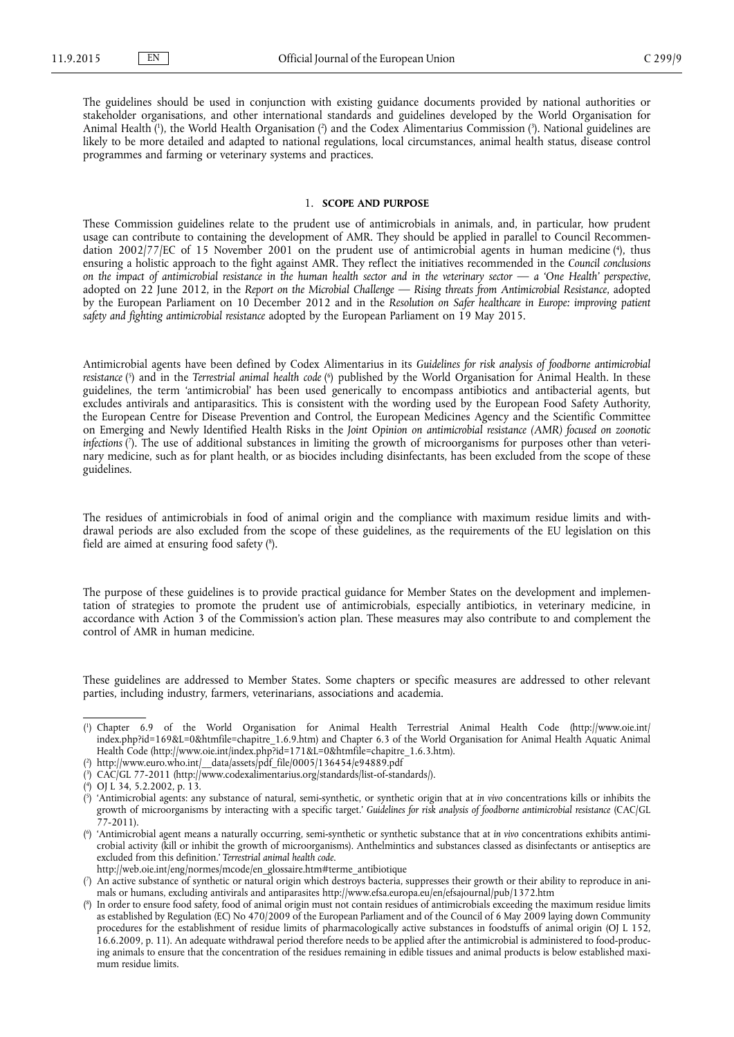The guidelines should be used in conjunction with existing guidance documents provided by national authorities or stakeholder organisations, and other international standards and guidelines developed by the World Organisation for Animal Health [1], the World Health Organisation [2] and the Codex Alimentarius Commission [3]. National guidelines are likely to be more detailed and adapted to national regulations, local circumstances, animal health status, disease control programmes and farming or veterinary systems and practices.

## 1. **SCOPE AND PURPOSE**

These Commission guidelines relate to the prudent use of antimicrobials in animals, and, in particular, how prudent usage can contribute to containing the development of AMR. They should be applied in parallel to Council Recommendation 2002/77/EC of 15 November 2001 on the prudent use of antimicrobial agents in human medicine [4], thus ensuring a holistic approach to the fight against AMR. They reflect the initiatives recommended in the *Council conclusions on the impact of antimicrobial resistance in the human health sector and in the veterinary sector — a 'One Health' perspective*, adopted on 22 June 2012, in the *Report on the Microbial Challenge — Rising threats from Antimicrobial Resistance*, adopted by the European Parliament on 10 December 2012 and in the *Resolution on Safer healthcare in Europe: improving patient safety and fighting antimicrobial resistance* adopted by the European Parliament on 19 May 2015.

Antimicrobial agents have been defined by Codex Alimentarius in its *Guidelines for risk analysis of foodborne antimicrobial resistance* [5] and in the *Terrestrial animal health code* [6] published by the World Organisation for Animal Health. In these guidelines, the term 'antimicrobial' has been used generically to encompass antibiotics and antibacterial agents, but excludes antivirals and antiparasitics. This is consistent with the wording used by the European Food Safety Authority, the European Centre for Disease Prevention and Control, the European Medicines Agency and the Scientific Committee on Emerging and Newly Identified Health Risks in the *Joint Opinion on antimicrobial resistance (AMR) focused on zoonotic infections* [7]. The use of additional substances in limiting the growth of microorganisms for purposes other than veterinary medicine, such as for plant health, or as biocides including disinfectants, has been excluded from the scope of these guidelines.

The residues of antimicrobials in food of animal origin and the compliance with maximum residue limits and withdrawal periods are also excluded from the scope of these guidelines, as the requirements of the EU legislation on this field are aimed at ensuring food safety [8].

The purpose of these guidelines is to provide practical guidance for Member States on the development and implementation of strategies to promote the prudent use of antimicrobials, especially antibiotics, in veterinary medicine, in accordance with Action 3 of the Commission's action plan. These measures may also contribute to and complement the control of AMR in human medicine.

These guidelines are addressed to Member States. Some chapters or specific measures are addressed to other relevant parties, including industry, farmers, veterinarians, associations and academia.

---

[1] Chapter 6.9 of the World Organisation for Animal Health Terrestrial Animal Health Code (http://www.oie.int/index.php?id=169&L=0&htmfile=chapitre_1.6.9.htm) and Chapter 6.3 of the World Organisation for Animal Health Aquatic Animal Health Code (http://www.oie.int/index.php?id=171&L=0&htmfile=chapitre_1.6.3.htm).

[2] http://www.euro.who.int/__data/assets/pdf_file/0005/136454/e94889.pdf

[3] CAC/GL 77-2011 (http://www.codexalimentarius.org/standards/list-of-standards/).

[4] OJ L 34, 5.2.2002, p. 13.

[5] 'Antimicrobial agents: any substance of natural, semi-synthetic, or synthetic origin that at *in vivo* concentrations kills or inhibits the growth of microorganisms by interacting with a specific target.' *Guidelines for risk analysis of foodborne antimicrobial resistance* (CAC/GL 77-2011).

[6] 'Antimicrobial agent means a naturally occurring, semi-synthetic or synthetic substance that at *in vivo* concentrations exhibits antimicrobial activity (kill or inhibit the growth of microorganisms). Anthelmintics and substances classed as disinfectants or antiseptics are excluded from this definition.' *Terrestrial animal health code*.
http://web.oie.int/eng/normes/mcode/en_glossaire.htm#terme_antibiotique

[7] An active substance of synthetic or natural origin which destroys bacteria, suppresses their growth or their ability to reproduce in animals or humans, excluding antivirals and antiparasites http://www.efsa.europa.eu/en/efsajournal/pub/1372.htm

[8] In order to ensure food safety, food of animal origin must not contain residues of antimicrobials exceeding the maximum residue limits as established by Regulation (EC) No 470/2009 of the European Parliament and of the Council of 6 May 2009 laying down Community procedures for the establishment of residue limits of pharmacologically active substances in foodstuffs of animal origin (OJ L 152, 16.6.2009, p. 11). An adequate withdrawal period therefore needs to be applied after the antimicrobial is administered to food-producing animals to ensure that the concentration of the residues remaining in edible tissues and animal products is below established maximum residue limits.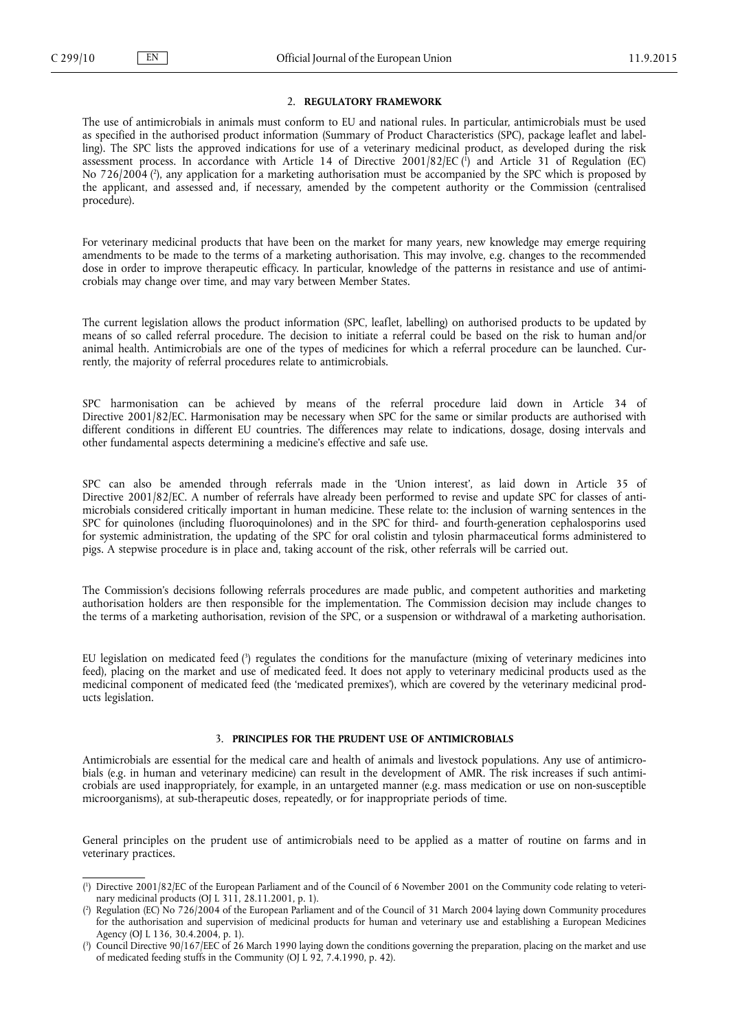## 2. **REGULATORY FRAMEWORK**

The use of antimicrobials in animals must conform to EU and national rules. In particular, antimicrobials must be used as specified in the authorised product information (Summary of Product Characteristics (SPC), package leaflet and labelling). The SPC lists the approved indications for use of a veterinary medicinal product, as developed during the risk assessment process. In accordance with Article 14 of Directive 2001/82/EC [1] and Article 31 of Regulation (EC) No 726/2004 [2], any application for a marketing authorisation must be accompanied by the SPC which is proposed by the applicant, and assessed and, if necessary, amended by the competent authority or the Commission (centralised procedure).

For veterinary medicinal products that have been on the market for many years, new knowledge may emerge requiring amendments to be made to the terms of a marketing authorisation. This may involve, e.g. changes to the recommended dose in order to improve therapeutic efficacy. In particular, knowledge of the patterns in resistance and use of antimicrobials may change over time, and may vary between Member States.

The current legislation allows the product information (SPC, leaflet, labelling) on authorised products to be updated by means of so called referral procedure. The decision to initiate a referral could be based on the risk to human and/or animal health. Antimicrobials are one of the types of medicines for which a referral procedure can be launched. Currently, the majority of referral procedures relate to antimicrobials.

SPC harmonisation can be achieved by means of the referral procedure laid down in Article 34 of Directive 2001/82/EC. Harmonisation may be necessary when SPC for the same or similar products are authorised with different conditions in different EU countries. The differences may relate to indications, dosage, dosing intervals and other fundamental aspects determining a medicine's effective and safe use.

SPC can also be amended through referrals made in the 'Union interest', as laid down in Article 35 of Directive 2001/82/EC. A number of referrals have already been performed to revise and update SPC for classes of antimicrobials considered critically important in human medicine. These relate to: the inclusion of warning sentences in the SPC for quinolones (including fluoroquinolones) and in the SPC for third- and fourth-generation cephalosporins used for systemic administration, the updating of the SPC for oral colistin and tylosin pharmaceutical forms administered to pigs. A stepwise procedure is in place and, taking account of the risk, other referrals will be carried out.

The Commission's decisions following referrals procedures are made public, and competent authorities and marketing authorisation holders are then responsible for the implementation. The Commission decision may include changes to the terms of a marketing authorisation, revision of the SPC, or a suspension or withdrawal of a marketing authorisation.

EU legislation on medicated feed [3] regulates the conditions for the manufacture (mixing of veterinary medicines into feed), placing on the market and use of medicated feed. It does not apply to veterinary medicinal products used as the medicinal component of medicated feed (the 'medicated premixes'), which are covered by the veterinary medicinal products legislation.

## 3. **PRINCIPLES FOR THE PRUDENT USE OF ANTIMICROBIALS**

Antimicrobials are essential for the medical care and health of animals and livestock populations. Any use of antimicrobials (e.g. in human and veterinary medicine) can result in the development of AMR. The risk increases if such antimicrobials are used inappropriately, for example, in an untargeted manner (e.g. mass medication or use on non-susceptible microorganisms), at sub-therapeutic doses, repeatedly, or for inappropriate periods of time.

General principles on the prudent use of antimicrobials need to be applied as a matter of routine on farms and in veterinary practices.

---

[1] Directive 2001/82/EC of the European Parliament and of the Council of 6 November 2001 on the Community code relating to veterinary medicinal products (OJ L 311, 28.11.2001, p. 1).

[2] Regulation (EC) No 726/2004 of the European Parliament and of the Council of 31 March 2004 laying down Community procedures for the authorisation and supervision of medicinal products for human and veterinary use and establishing a European Medicines Agency (OJ L 136, 30.4.2004, p. 1).

[3] Council Directive 90/167/EEC of 26 March 1990 laying down the conditions governing the preparation, placing on the market and use of medicated feeding stuffs in the Community (OJ L 92, 7.4.1990, p. 42).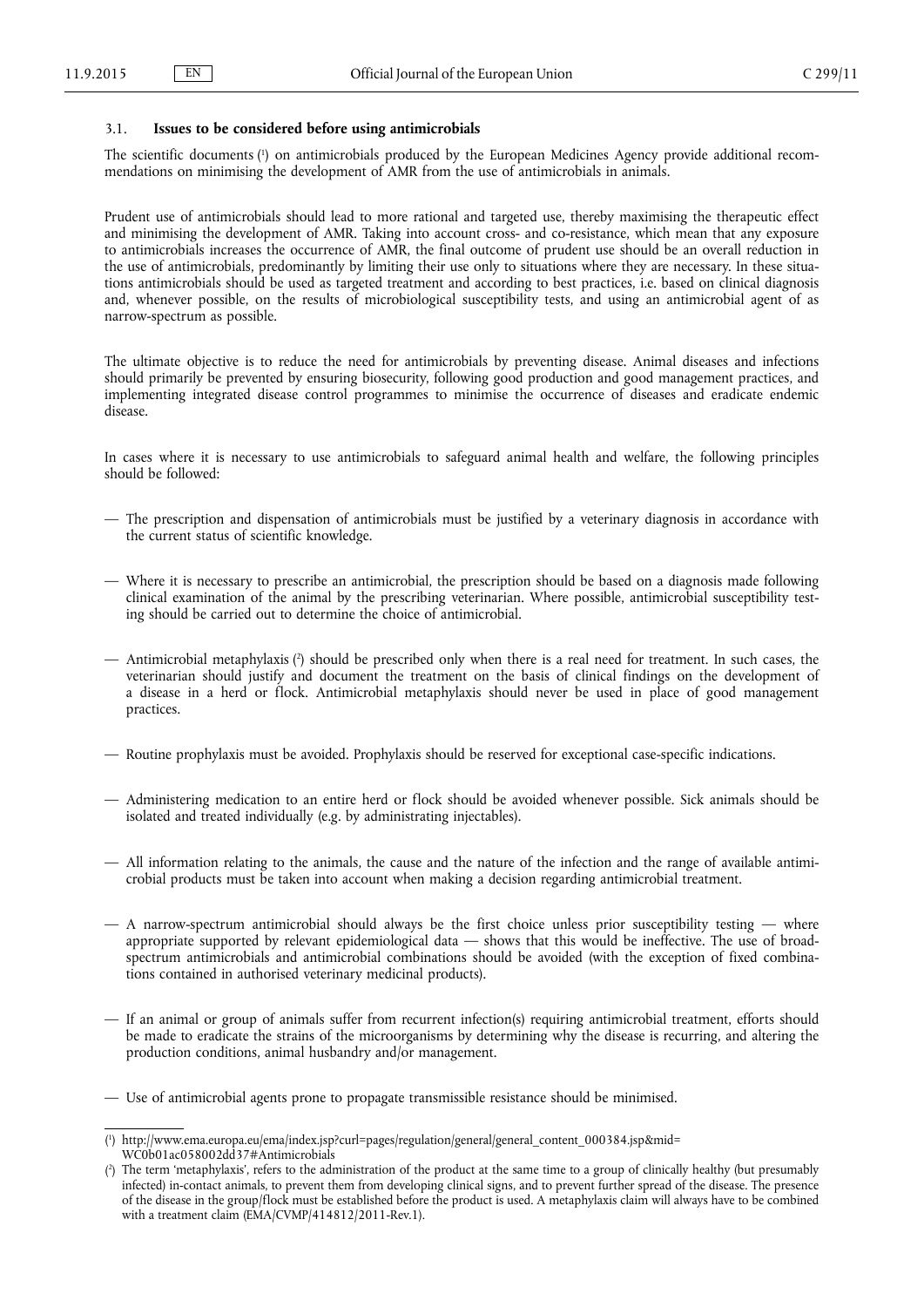### 3.1. **Issues to be considered before using antimicrobials**

The scientific documents [1] on antimicrobials produced by the European Medicines Agency provide additional recommendations on minimising the development of AMR from the use of antimicrobials in animals.

Prudent use of antimicrobials should lead to more rational and targeted use, thereby maximising the therapeutic effect and minimising the development of AMR. Taking into account cross- and co-resistance, which mean that any exposure to antimicrobials increases the occurrence of AMR, the final outcome of prudent use should be an overall reduction in the use of antimicrobials, predominantly by limiting their use only to situations where they are necessary. In these situations antimicrobials should be used as targeted treatment and according to best practices, i.e. based on clinical diagnosis and, whenever possible, on the results of microbiological susceptibility tests, and using an antimicrobial agent of as narrow-spectrum as possible.

The ultimate objective is to reduce the need for antimicrobials by preventing disease. Animal diseases and infections should primarily be prevented by ensuring biosecurity, following good production and good management practices, and implementing integrated disease control programmes to minimise the occurrence of diseases and eradicate endemic disease.

In cases where it is necessary to use antimicrobials to safeguard animal health and welfare, the following principles should be followed:

- The prescription and dispensation of antimicrobials must be justified by a veterinary diagnosis in accordance with the current status of scientific knowledge.
- Where it is necessary to prescribe an antimicrobial, the prescription should be based on a diagnosis made following clinical examination of the animal by the prescribing veterinarian. Where possible, antimicrobial susceptibility testing should be carried out to determine the choice of antimicrobial.
- Antimicrobial metaphylaxis [2] should be prescribed only when there is a real need for treatment. In such cases, the veterinarian should justify and document the treatment on the basis of clinical findings on the development of a disease in a herd or flock. Antimicrobial metaphylaxis should never be used in place of good management practices.
- Routine prophylaxis must be avoided. Prophylaxis should be reserved for exceptional case-specific indications.
- Administering medication to an entire herd or flock should be avoided whenever possible. Sick animals should be isolated and treated individually (e.g. by administrating injectables).
- All information relating to the animals, the cause and the nature of the infection and the range of available antimicrobial products must be taken into account when making a decision regarding antimicrobial treatment.
- A narrow-spectrum antimicrobial should always be the first choice unless prior susceptibility testing — where appropriate supported by relevant epidemiological data — shows that this would be ineffective. The use of broad-spectrum antimicrobials and antimicrobial combinations should be avoided (with the exception of fixed combinations contained in authorised veterinary medicinal products).
- If an animal or group of animals suffer from recurrent infection(s) requiring antimicrobial treatment, efforts should be made to eradicate the strains of the microorganisms by determining why the disease is recurring, and altering the production conditions, animal husbandry and/or management.
- Use of antimicrobial agents prone to propagate transmissible resistance should be minimised.

---

[1] http://www.ema.europa.eu/ema/index.jsp?curl=pages/regulation/general/general_content_000384.jsp&mid=WC0b01ac058002dd37#Antimicrobials

[2] The term 'metaphylaxis', refers to the administration of the product at the same time to a group of clinically healthy (but presumably infected) in-contact animals, to prevent them from developing clinical signs, and to prevent further spread of the disease. The presence of the disease in the group/flock must be established before the product is used. A metaphylaxis claim will always have to be combined with a treatment claim (EMA/CVMP/414812/2011-Rev.1).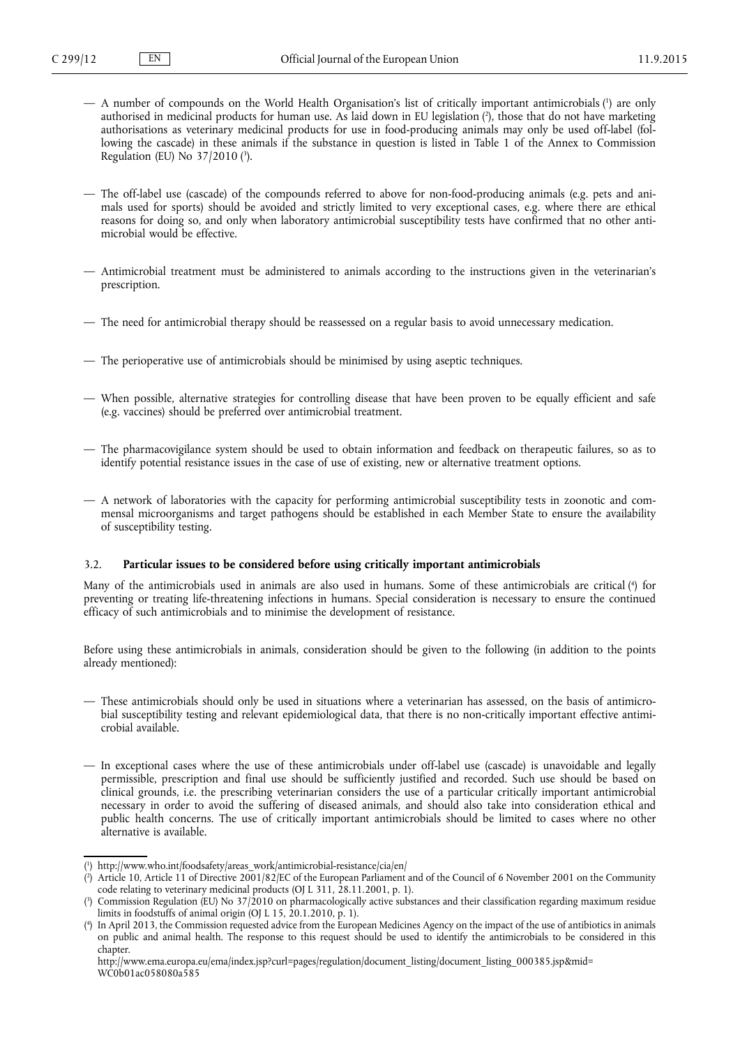— A number of compounds on the World Health Organisation's list of critically important antimicrobials [1] are only authorised in medicinal products for human use. As laid down in EU legislation [2], those that do not have marketing authorisations as veterinary medicinal products for use in food-producing animals may only be used off-label (following the cascade) in these animals if the substance in question is listed in Table 1 of the Annex to Commission Regulation (EU) No 37/2010 [3].

— The off-label use (cascade) of the compounds referred to above for non-food-producing animals (e.g. pets and animals used for sports) should be avoided and strictly limited to very exceptional cases, e.g. where there are ethical reasons for doing so, and only when laboratory antimicrobial susceptibility tests have confirmed that no other antimicrobial would be effective.

— Antimicrobial treatment must be administered to animals according to the instructions given in the veterinarian's prescription.

— The need for antimicrobial therapy should be reassessed on a regular basis to avoid unnecessary medication.

— The perioperative use of antimicrobials should be minimised by using aseptic techniques.

— When possible, alternative strategies for controlling disease that have been proven to be equally efficient and safe (e.g. vaccines) should be preferred over antimicrobial treatment.

— The pharmacovigilance system should be used to obtain information and feedback on therapeutic failures, so as to identify potential resistance issues in the case of use of existing, new or alternative treatment options.

— A network of laboratories with the capacity for performing antimicrobial susceptibility tests in zoonotic and commensal microorganisms and target pathogens should be established in each Member State to ensure the availability of susceptibility testing.

### 3.2. **Particular issues to be considered before using critically important antimicrobials**

Many of the antimicrobials used in animals are also used in humans. Some of these antimicrobials are critical [4] for preventing or treating life-threatening infections in humans. Special consideration is necessary to ensure the continued efficacy of such antimicrobials and to minimise the development of resistance.

Before using these antimicrobials in animals, consideration should be given to the following (in addition to the points already mentioned):

— These antimicrobials should only be used in situations where a veterinarian has assessed, on the basis of antimicrobial susceptibility testing and relevant epidemiological data, that there is no non-critically important effective antimicrobial available.

— In exceptional cases where the use of these antimicrobials under off-label use (cascade) is unavoidable and legally permissible, prescription and final use should be sufficiently justified and recorded. Such use should be based on clinical grounds, i.e. the prescribing veterinarian considers the use of a particular critically important antimicrobial necessary in order to avoid the suffering of diseased animals, and should also take into consideration ethical and public health concerns. The use of critically important antimicrobials should be limited to cases where no other alternative is available.

---

[1] http://www.who.int/foodsafety/areas_work/antimicrobial-resistance/cia/en/

[2] Article 10, Article 11 of Directive 2001/82/EC of the European Parliament and of the Council of 6 November 2001 on the Community code relating to veterinary medicinal products (OJ L 311, 28.11.2001, p. 1).

[3] Commission Regulation (EU) No 37/2010 on pharmacologically active substances and their classification regarding maximum residue limits in foodstuffs of animal origin (OJ L 15, 20.1.2010, p. 1).

[4] In April 2013, the Commission requested advice from the European Medicines Agency on the impact of the use of antibiotics in animals on public and animal health. The response to this request should be used to identify the antimicrobials to be considered in this chapter.
http://www.ema.europa.eu/ema/index.jsp?curl=pages/regulation/document_listing/document_listing_000385.jsp&mid=WC0b01ac058080a585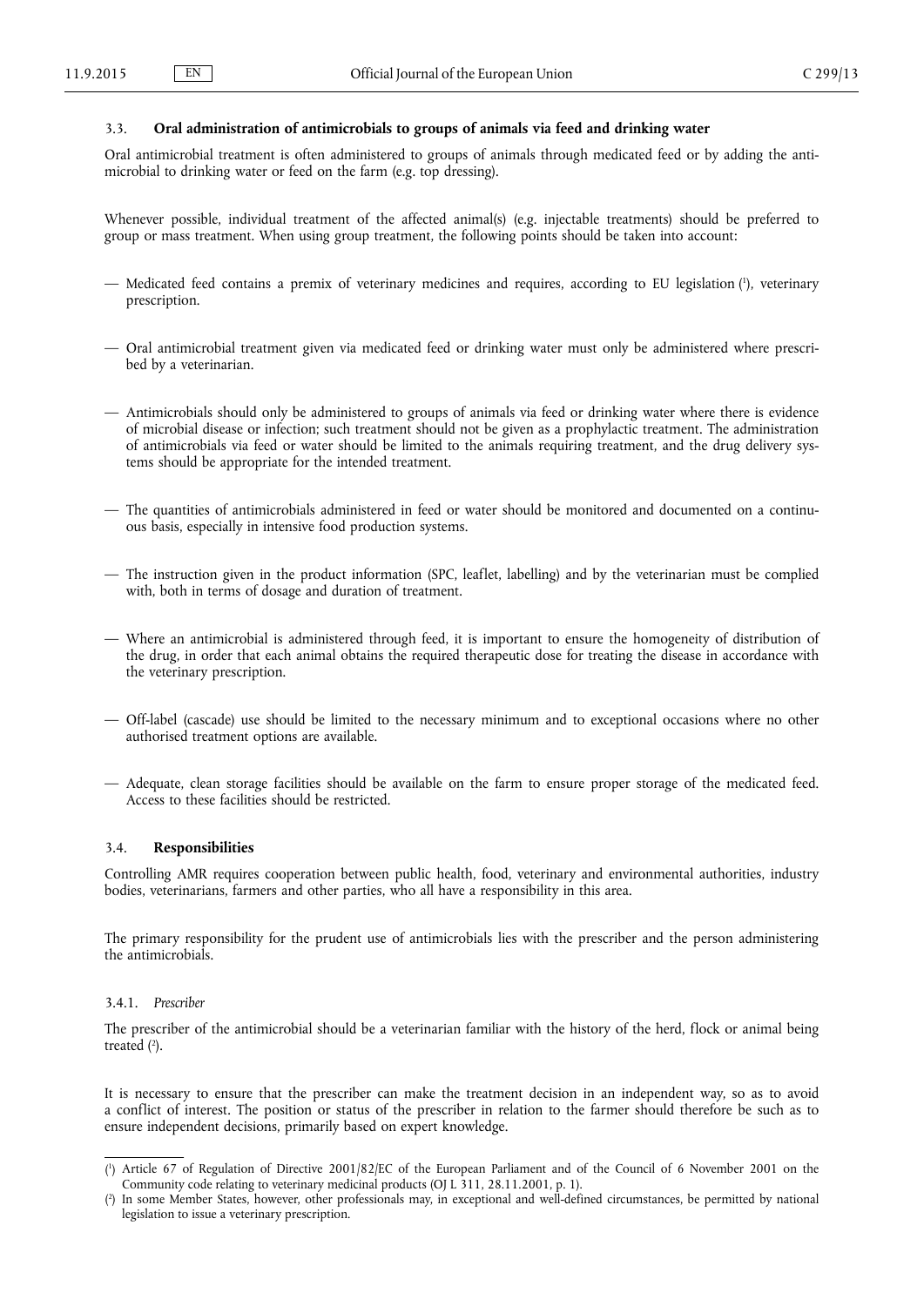### 3.3. **Oral administration of antimicrobials to groups of animals via feed and drinking water**

Oral antimicrobial treatment is often administered to groups of animals through medicated feed or by adding the antimicrobial to drinking water or feed on the farm (e.g. top dressing).

Whenever possible, individual treatment of the affected animal(s) (e.g. injectable treatments) should be preferred to group or mass treatment. When using group treatment, the following points should be taken into account:

— Medicated feed contains a premix of veterinary medicines and requires, according to EU legislation [1], veterinary prescription.

— Oral antimicrobial treatment given via medicated feed or drinking water must only be administered where prescribed by a veterinarian.

— Antimicrobials should only be administered to groups of animals via feed or drinking water where there is evidence of microbial disease or infection; such treatment should not be given as a prophylactic treatment. The administration of antimicrobials via feed or water should be limited to the animals requiring treatment, and the drug delivery systems should be appropriate for the intended treatment.

— The quantities of antimicrobials administered in feed or water should be monitored and documented on a continuous basis, especially in intensive food production systems.

— The instruction given in the product information (SPC, leaflet, labelling) and by the veterinarian must be complied with, both in terms of dosage and duration of treatment.

— Where an antimicrobial is administered through feed, it is important to ensure the homogeneity of distribution of the drug, in order that each animal obtains the required therapeutic dose for treating the disease in accordance with the veterinary prescription.

— Off-label (cascade) use should be limited to the necessary minimum and to exceptional occasions where no other authorised treatment options are available.

— Adequate, clean storage facilities should be available on the farm to ensure proper storage of the medicated feed. Access to these facilities should be restricted.

### 3.4. **Responsibilities**

Controlling AMR requires cooperation between public health, food, veterinary and environmental authorities, industry bodies, veterinarians, farmers and other parties, who all have a responsibility in this area.

The primary responsibility for the prudent use of antimicrobials lies with the prescriber and the person administering the antimicrobials.

#### 3.4.1. *Prescriber*

The prescriber of the antimicrobial should be a veterinarian familiar with the history of the herd, flock or animal being treated [2].

It is necessary to ensure that the prescriber can make the treatment decision in an independent way, so as to avoid a conflict of interest. The position or status of the prescriber in relation to the farmer should therefore be such as to ensure independent decisions, primarily based on expert knowledge.

---

[1] Article 67 of Regulation of Directive 2001/82/EC of the European Parliament and of the Council of 6 November 2001 on the Community code relating to veterinary medicinal products (OJ L 311, 28.11.2001, p. 1).

[2] In some Member States, however, other professionals may, in exceptional and well-defined circumstances, be permitted by national legislation to issue a veterinary prescription.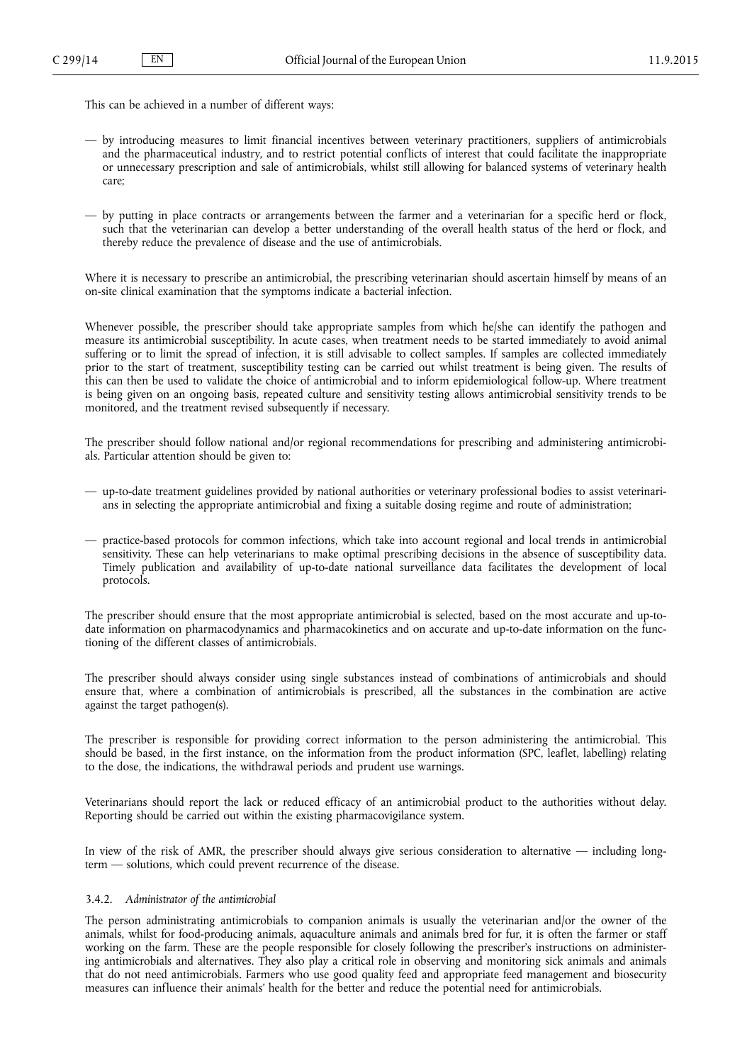This can be achieved in a number of different ways:

- by introducing measures to limit financial incentives between veterinary practitioners, suppliers of antimicrobials and the pharmaceutical industry, and to restrict potential conflicts of interest that could facilitate the inappropriate or unnecessary prescription and sale of antimicrobials, whilst still allowing for balanced systems of veterinary health care;
- by putting in place contracts or arrangements between the farmer and a veterinarian for a specific herd or flock, such that the veterinarian can develop a better understanding of the overall health status of the herd or flock, and thereby reduce the prevalence of disease and the use of antimicrobials.

Where it is necessary to prescribe an antimicrobial, the prescribing veterinarian should ascertain himself by means of an on-site clinical examination that the symptoms indicate a bacterial infection.

Whenever possible, the prescriber should take appropriate samples from which he/she can identify the pathogen and measure its antimicrobial susceptibility. In acute cases, when treatment needs to be started immediately to avoid animal suffering or to limit the spread of infection, it is still advisable to collect samples. If samples are collected immediately prior to the start of treatment, susceptibility testing can be carried out whilst treatment is being given. The results of this can then be used to validate the choice of antimicrobial and to inform epidemiological follow-up. Where treatment is being given on an ongoing basis, repeated culture and sensitivity testing allows antimicrobial sensitivity trends to be monitored, and the treatment revised subsequently if necessary.

The prescriber should follow national and/or regional recommendations for prescribing and administering antimicrobials. Particular attention should be given to:

- up-to-date treatment guidelines provided by national authorities or veterinary professional bodies to assist veterinarians in selecting the appropriate antimicrobial and fixing a suitable dosing regime and route of administration;
- practice-based protocols for common infections, which take into account regional and local trends in antimicrobial sensitivity. These can help veterinarians to make optimal prescribing decisions in the absence of susceptibility data. Timely publication and availability of up-to-date national surveillance data facilitates the development of local protocols.

The prescriber should ensure that the most appropriate antimicrobial is selected, based on the most accurate and up-to-date information on pharmacodynamics and pharmacokinetics and on accurate and up-to-date information on the functioning of the different classes of antimicrobials.

The prescriber should always consider using single substances instead of combinations of antimicrobials and should ensure that, where a combination of antimicrobials is prescribed, all the substances in the combination are active against the target pathogen(s).

The prescriber is responsible for providing correct information to the person administering the antimicrobial. This should be based, in the first instance, on the information from the product information (SPC, leaflet, labelling) relating to the dose, the indications, the withdrawal periods and prudent use warnings.

Veterinarians should report the lack or reduced efficacy of an antimicrobial product to the authorities without delay. Reporting should be carried out within the existing pharmacovigilance system.

In view of the risk of AMR, the prescriber should always give serious consideration to alternative — including long-term — solutions, which could prevent recurrence of the disease.

#### 3.4.2. *Administrator of the antimicrobial*

The person administrating antimicrobials to companion animals is usually the veterinarian and/or the owner of the animals, whilst for food-producing animals, aquaculture animals and animals bred for fur, it is often the farmer or staff working on the farm. These are the people responsible for closely following the prescriber's instructions on administering antimicrobials and alternatives. They also play a critical role in observing and monitoring sick animals and animals that do not need antimicrobials. Farmers who use good quality feed and appropriate feed management and biosecurity measures can influence their animals' health for the better and reduce the potential need for antimicrobials.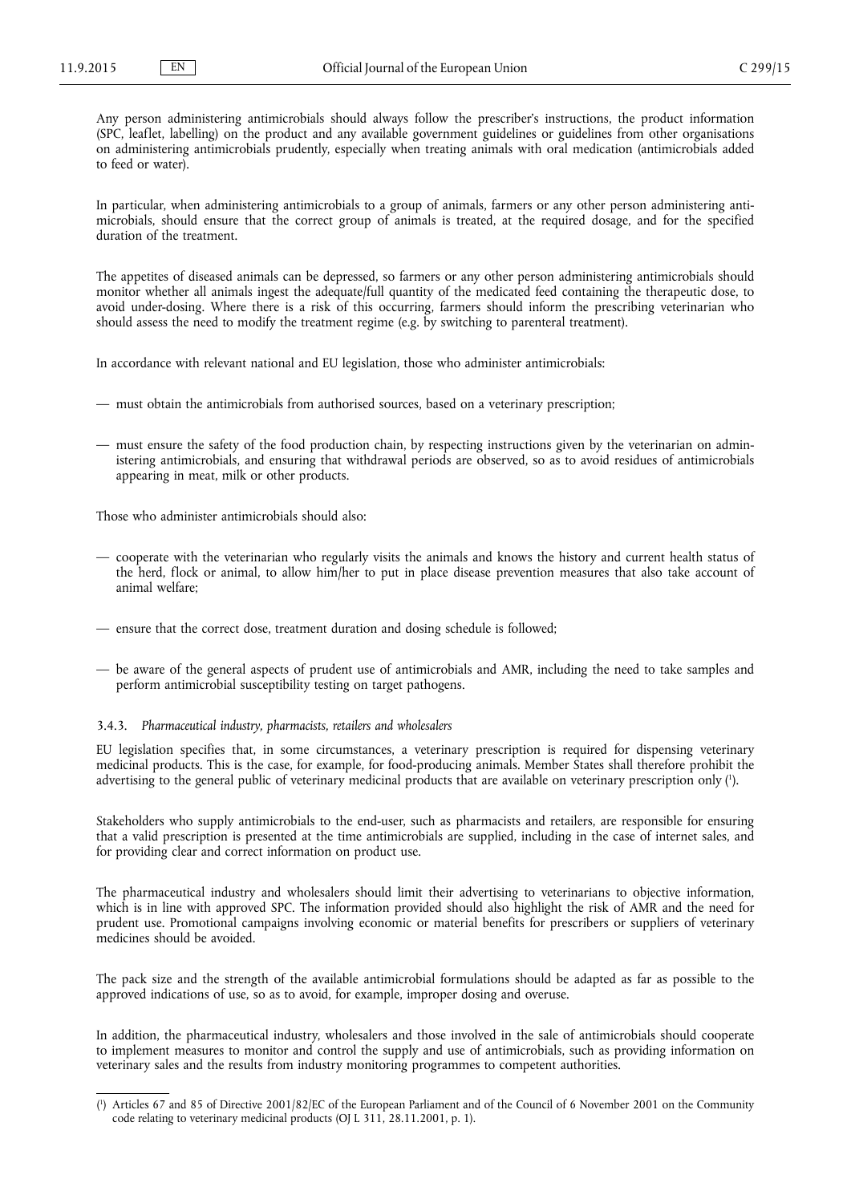Any person administering antimicrobials should always follow the prescriber's instructions, the product information (SPC, leaflet, labelling) on the product and any available government guidelines or guidelines from other organisations on administering antimicrobials prudently, especially when treating animals with oral medication (antimicrobials added to feed or water).

In particular, when administering antimicrobials to a group of animals, farmers or any other person administering antimicrobials, should ensure that the correct group of animals is treated, at the required dosage, and for the specified duration of the treatment.

The appetites of diseased animals can be depressed, so farmers or any other person administering antimicrobials should monitor whether all animals ingest the adequate/full quantity of the medicated feed containing the therapeutic dose, to avoid under-dosing. Where there is a risk of this occurring, farmers should inform the prescribing veterinarian who should assess the need to modify the treatment regime (e.g. by switching to parenteral treatment).

In accordance with relevant national and EU legislation, those who administer antimicrobials:

— must obtain the antimicrobials from authorised sources, based on a veterinary prescription;

— must ensure the safety of the food production chain, by respecting instructions given by the veterinarian on administering antimicrobials, and ensuring that withdrawal periods are observed, so as to avoid residues of antimicrobials appearing in meat, milk or other products.

Those who administer antimicrobials should also:

— cooperate with the veterinarian who regularly visits the animals and knows the history and current health status of the herd, flock or animal, to allow him/her to put in place disease prevention measures that also take account of animal welfare;

— ensure that the correct dose, treatment duration and dosing schedule is followed;

— be aware of the general aspects of prudent use of antimicrobials and AMR, including the need to take samples and perform antimicrobial susceptibility testing on target pathogens.

#### 3.4.3. *Pharmaceutical industry, pharmacists, retailers and wholesalers*

EU legislation specifies that, in some circumstances, a veterinary prescription is required for dispensing veterinary medicinal products. This is the case, for example, for food-producing animals. Member States shall therefore prohibit the advertising to the general public of veterinary medicinal products that are available on veterinary prescription only [1].

Stakeholders who supply antimicrobials to the end-user, such as pharmacists and retailers, are responsible for ensuring that a valid prescription is presented at the time antimicrobials are supplied, including in the case of internet sales, and for providing clear and correct information on product use.

The pharmaceutical industry and wholesalers should limit their advertising to veterinarians to objective information, which is in line with approved SPC. The information provided should also highlight the risk of AMR and the need for prudent use. Promotional campaigns involving economic or material benefits for prescribers or suppliers of veterinary medicines should be avoided.

The pack size and the strength of the available antimicrobial formulations should be adapted as far as possible to the approved indications of use, so as to avoid, for example, improper dosing and overuse.

In addition, the pharmaceutical industry, wholesalers and those involved in the sale of antimicrobials should cooperate to implement measures to monitor and control the supply and use of antimicrobials, such as providing information on veterinary sales and the results from industry monitoring programmes to competent authorities.

---

[1] Articles 67 and 85 of Directive 2001/82/EC of the European Parliament and of the Council of 6 November 2001 on the Community code relating to veterinary medicinal products (OJ L 311, 28.11.2001, p. 1).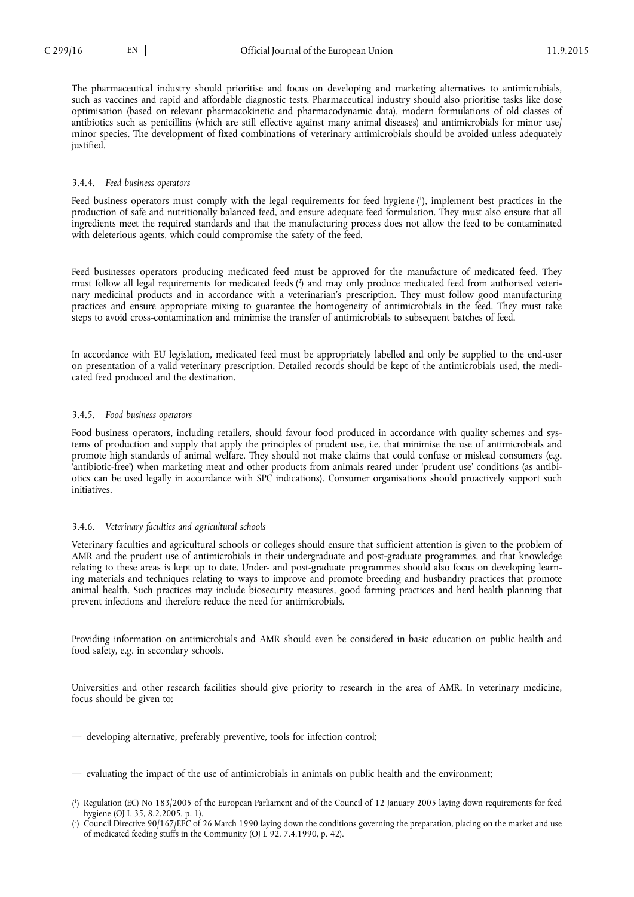The pharmaceutical industry should prioritise and focus on developing and marketing alternatives to antimicrobials, such as vaccines and rapid and affordable diagnostic tests. Pharmaceutical industry should also prioritise tasks like dose optimisation (based on relevant pharmacokinetic and pharmacodynamic data), modern formulations of old classes of antibiotics such as penicillins (which are still effective against many animal diseases) and antimicrobials for minor use/minor species. The development of fixed combinations of veterinary antimicrobials should be avoided unless adequately justified.

### 3.4.4. *Feed business operators*

Feed business operators must comply with the legal requirements for feed hygiene [1], implement best practices in the production of safe and nutritionally balanced feed, and ensure adequate feed formulation. They must also ensure that all ingredients meet the required standards and that the manufacturing process does not allow the feed to be contaminated with deleterious agents, which could compromise the safety of the feed.

Feed businesses operators producing medicated feed must be approved for the manufacture of medicated feed. They must follow all legal requirements for medicated feeds [2] and may only produce medicated feed from authorised veterinary medicinal products and in accordance with a veterinarian's prescription. They must follow good manufacturing practices and ensure appropriate mixing to guarantee the homogeneity of antimicrobials in the feed. They must take steps to avoid cross-contamination and minimise the transfer of antimicrobials to subsequent batches of feed.

In accordance with EU legislation, medicated feed must be appropriately labelled and only be supplied to the end-user on presentation of a valid veterinary prescription. Detailed records should be kept of the antimicrobials used, the medicated feed produced and the destination.

### 3.4.5. *Food business operators*

Food business operators, including retailers, should favour food produced in accordance with quality schemes and systems of production and supply that apply the principles of prudent use, i.e. that minimise the use of antimicrobials and promote high standards of animal welfare. They should not make claims that could confuse or mislead consumers (e.g. 'antibiotic-free') when marketing meat and other products from animals reared under 'prudent use' conditions (as antibiotics can be used legally in accordance with SPC indications). Consumer organisations should proactively support such initiatives.

### 3.4.6. *Veterinary faculties and agricultural schools*

Veterinary faculties and agricultural schools or colleges should ensure that sufficient attention is given to the problem of AMR and the prudent use of antimicrobials in their undergraduate and post-graduate programmes, and that knowledge relating to these areas is kept up to date. Under- and post-graduate programmes should also focus on developing learning materials and techniques relating to ways to improve and promote breeding and husbandry practices that promote animal health. Such practices may include biosecurity measures, good farming practices and herd health planning that prevent infections and therefore reduce the need for antimicrobials.

Providing information on antimicrobials and AMR should even be considered in basic education on public health and food safety, e.g. in secondary schools.

Universities and other research facilities should give priority to research in the area of AMR. In veterinary medicine, focus should be given to:

— developing alternative, preferably preventive, tools for infection control;

— evaluating the impact of the use of antimicrobials in animals on public health and the environment;

---

[1] Regulation (EC) No 183/2005 of the European Parliament and of the Council of 12 January 2005 laying down requirements for feed hygiene (OJ L 35, 8.2.2005, p. 1).

[2] Council Directive 90/167/EEC of 26 March 1990 laying down the conditions governing the preparation, placing on the market and use of medicated feeding stuffs in the Community (OJ L 92, 7.4.1990, p. 42).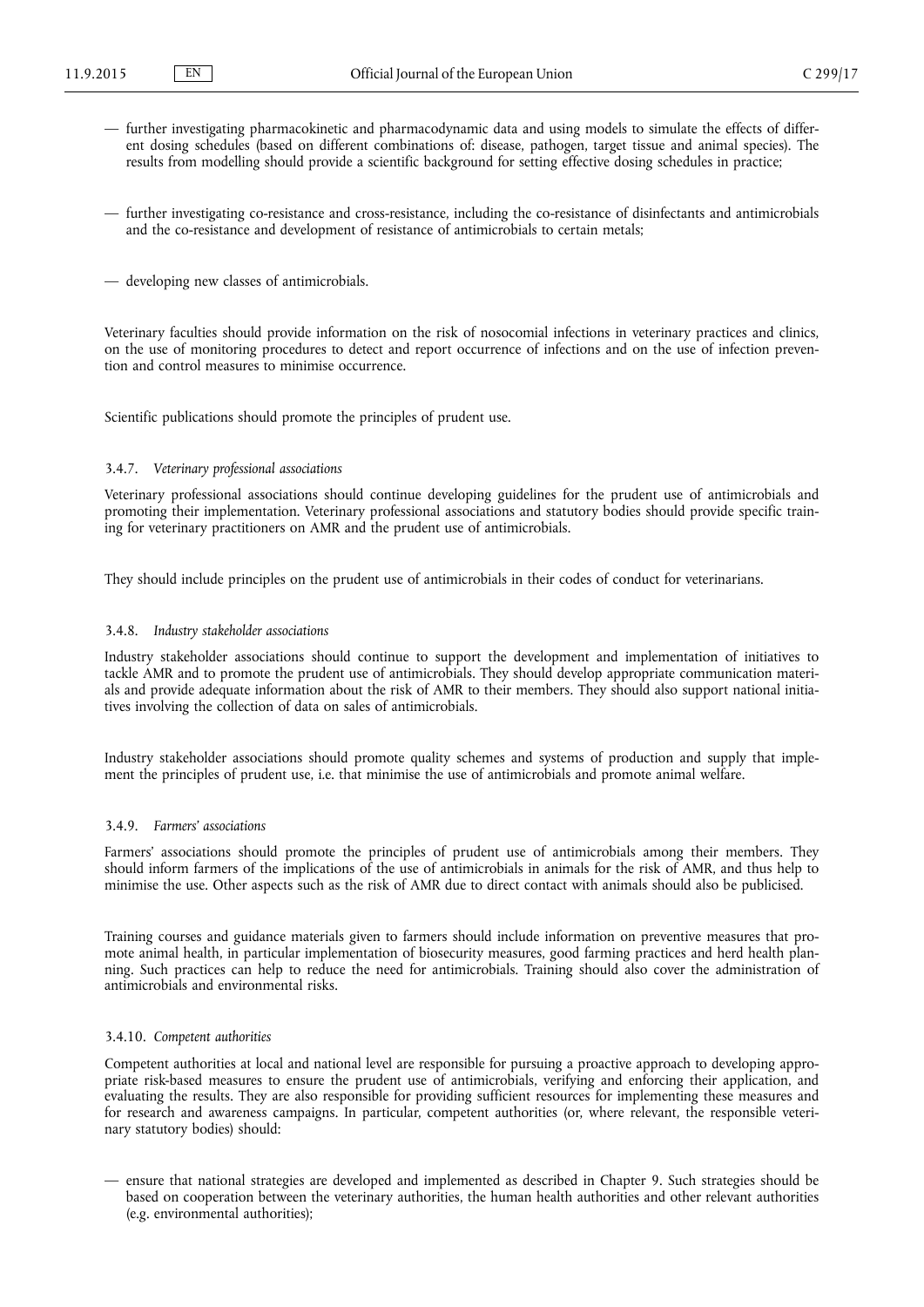- further investigating pharmacokinetic and pharmacodynamic data and using models to simulate the effects of different dosing schedules (based on different combinations of: disease, pathogen, target tissue and animal species). The results from modelling should provide a scientific background for setting effective dosing schedules in practice;

- further investigating co-resistance and cross-resistance, including the co-resistance of disinfectants and antimicrobials and the co-resistance and development of resistance of antimicrobials to certain metals;

- developing new classes of antimicrobials.

Veterinary faculties should provide information on the risk of nosocomial infections in veterinary practices and clinics, on the use of monitoring procedures to detect and report occurrence of infections and on the use of infection prevention and control measures to minimise occurrence.

Scientific publications should promote the principles of prudent use.

### 3.4.7. *Veterinary professional associations*

Veterinary professional associations should continue developing guidelines for the prudent use of antimicrobials and promoting their implementation. Veterinary professional associations and statutory bodies should provide specific training for veterinary practitioners on AMR and the prudent use of antimicrobials.

They should include principles on the prudent use of antimicrobials in their codes of conduct for veterinarians.

### 3.4.8. *Industry stakeholder associations*

Industry stakeholder associations should continue to support the development and implementation of initiatives to tackle AMR and to promote the prudent use of antimicrobials. They should develop appropriate communication materials and provide adequate information about the risk of AMR to their members. They should also support national initiatives involving the collection of data on sales of antimicrobials.

Industry stakeholder associations should promote quality schemes and systems of production and supply that implement the principles of prudent use, i.e. that minimise the use of antimicrobials and promote animal welfare.

### 3.4.9. *Farmers' associations*

Farmers' associations should promote the principles of prudent use of antimicrobials among their members. They should inform farmers of the implications of the use of antimicrobials in animals for the risk of AMR, and thus help to minimise the use. Other aspects such as the risk of AMR due to direct contact with animals should also be publicised.

Training courses and guidance materials given to farmers should include information on preventive measures that promote animal health, in particular implementation of biosecurity measures, good farming practices and herd health planning. Such practices can help to reduce the need for antimicrobials. Training should also cover the administration of antimicrobials and environmental risks.

### 3.4.10. *Competent authorities*

Competent authorities at local and national level are responsible for pursuing a proactive approach to developing appropriate risk-based measures to ensure the prudent use of antimicrobials, verifying and enforcing their application, and evaluating the results. They are also responsible for providing sufficient resources for implementing these measures and for research and awareness campaigns. In particular, competent authorities (or, where relevant, the responsible veterinary statutory bodies) should:

- ensure that national strategies are developed and implemented as described in Chapter 9. Such strategies should be based on cooperation between the veterinary authorities, the human health authorities and other relevant authorities (e.g. environmental authorities);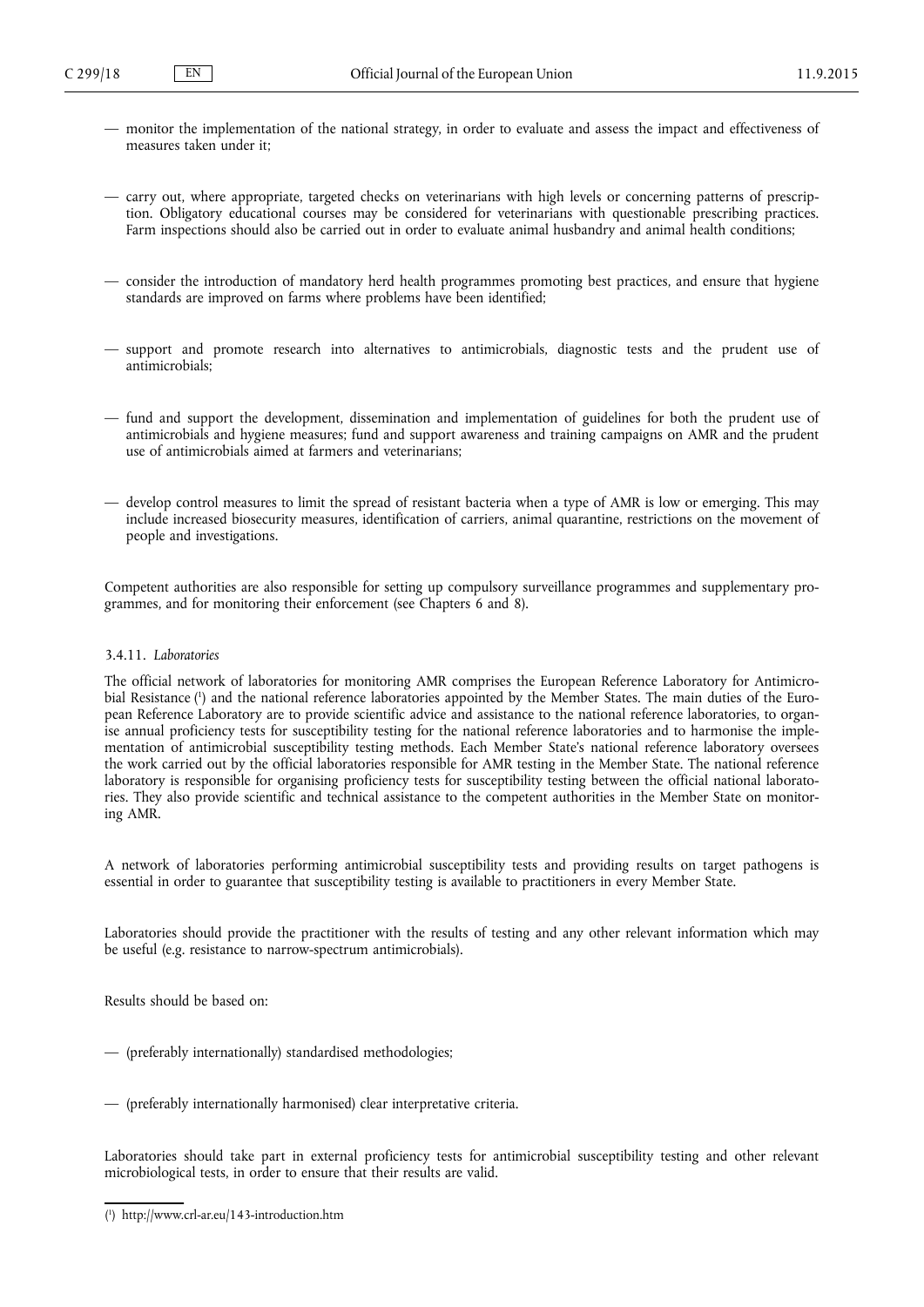- monitor the implementation of the national strategy, in order to evaluate and assess the impact and effectiveness of measures taken under it;
- carry out, where appropriate, targeted checks on veterinarians with high levels or concerning patterns of prescription. Obligatory educational courses may be considered for veterinarians with questionable prescribing practices. Farm inspections should also be carried out in order to evaluate animal husbandry and animal health conditions;
- consider the introduction of mandatory herd health programmes promoting best practices, and ensure that hygiene standards are improved on farms where problems have been identified;
- support and promote research into alternatives to antimicrobials, diagnostic tests and the prudent use of antimicrobials;
- fund and support the development, dissemination and implementation of guidelines for both the prudent use of antimicrobials and hygiene measures; fund and support awareness and training campaigns on AMR and the prudent use of antimicrobials aimed at farmers and veterinarians;
- develop control measures to limit the spread of resistant bacteria when a type of AMR is low or emerging. This may include increased biosecurity measures, identification of carriers, animal quarantine, restrictions on the movement of people and investigations.

Competent authorities are also responsible for setting up compulsory surveillance programmes and supplementary programmes, and for monitoring their enforcement (see Chapters 6 and 8).

#### 3.4.11. *Laboratories*

The official network of laboratories for monitoring AMR comprises the European Reference Laboratory for Antimicrobial Resistance [1] and the national reference laboratories appointed by the Member States. The main duties of the European Reference Laboratory are to provide scientific advice and assistance to the national reference laboratories, to organise annual proficiency tests for susceptibility testing for the national reference laboratories and to harmonise the implementation of antimicrobial susceptibility testing methods. Each Member State's national reference laboratory oversees the work carried out by the official laboratories responsible for AMR testing in the Member State. The national reference laboratory is responsible for organising proficiency tests for susceptibility testing between the official national laboratories. They also provide scientific and technical assistance to the competent authorities in the Member State on monitoring AMR.

A network of laboratories performing antimicrobial susceptibility tests and providing results on target pathogens is essential in order to guarantee that susceptibility testing is available to practitioners in every Member State.

Laboratories should provide the practitioner with the results of testing and any other relevant information which may be useful (e.g. resistance to narrow-spectrum antimicrobials).

Results should be based on:

- (preferably internationally) standardised methodologies;
- (preferably internationally harmonised) clear interpretative criteria.

Laboratories should take part in external proficiency tests for antimicrobial susceptibility testing and other relevant microbiological tests, in order to ensure that their results are valid.

---

[1] http://www.crl-ar.eu/143-introduction.htm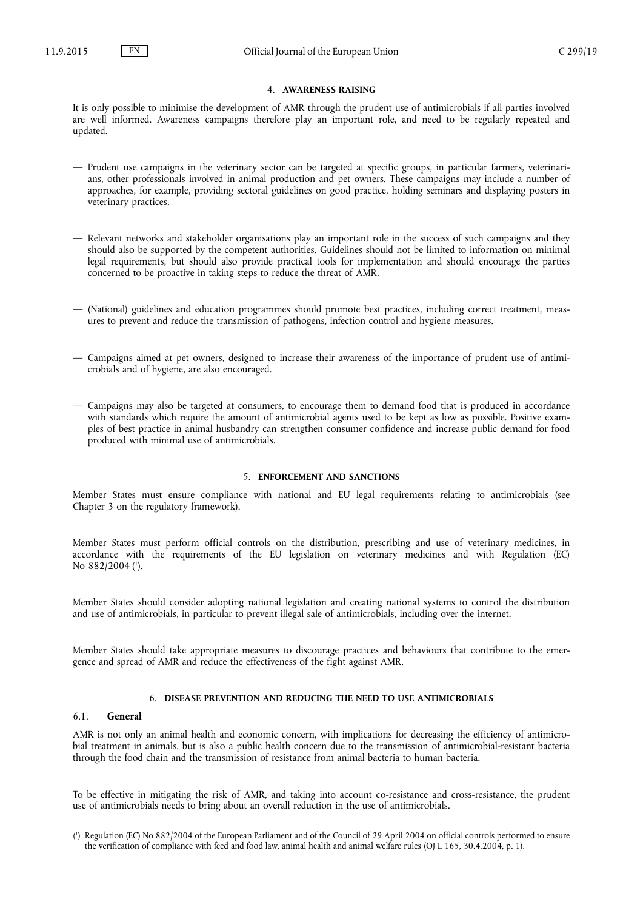## 4. AWARENESS RAISING

It is only possible to minimise the development of AMR through the prudent use of antimicrobials if all parties involved are well informed. Awareness campaigns therefore play an important role, and need to be regularly repeated and updated.

— Prudent use campaigns in the veterinary sector can be targeted at specific groups, in particular farmers, veterinarians, other professionals involved in animal production and pet owners. These campaigns may include a number of approaches, for example, providing sectoral guidelines on good practice, holding seminars and displaying posters in veterinary practices.

— Relevant networks and stakeholder organisations play an important role in the success of such campaigns and they should also be supported by the competent authorities. Guidelines should not be limited to information on minimal legal requirements, but should also provide practical tools for implementation and should encourage the parties concerned to be proactive in taking steps to reduce the threat of AMR.

— (National) guidelines and education programmes should promote best practices, including correct treatment, measures to prevent and reduce the transmission of pathogens, infection control and hygiene measures.

— Campaigns aimed at pet owners, designed to increase their awareness of the importance of prudent use of antimicrobials and of hygiene, are also encouraged.

— Campaigns may also be targeted at consumers, to encourage them to demand food that is produced in accordance with standards which require the amount of antimicrobial agents used to be kept as low as possible. Positive examples of best practice in animal husbandry can strengthen consumer confidence and increase public demand for food produced with minimal use of antimicrobials.

## 5. ENFORCEMENT AND SANCTIONS

Member States must ensure compliance with national and EU legal requirements relating to antimicrobials (see Chapter 3 on the regulatory framework).

Member States must perform official controls on the distribution, prescribing and use of veterinary medicines, in accordance with the requirements of the EU legislation on veterinary medicines and with Regulation (EC) No 882/2004 [1].

Member States should consider adopting national legislation and creating national systems to control the distribution and use of antimicrobials, in particular to prevent illegal sale of antimicrobials, including over the internet.

Member States should take appropriate measures to discourage practices and behaviours that contribute to the emergence and spread of AMR and reduce the effectiveness of the fight against AMR.

## 6. DISEASE PREVENTION AND REDUCING THE NEED TO USE ANTIMICROBIALS

### 6.1. General

AMR is not only an animal health and economic concern, with implications for decreasing the efficiency of antimicrobial treatment in animals, but is also a public health concern due to the transmission of antimicrobial-resistant bacteria through the food chain and the transmission of resistance from animal bacteria to human bacteria.

To be effective in mitigating the risk of AMR, and taking into account co-resistance and cross-resistance, the prudent use of antimicrobials needs to bring about an overall reduction in the use of antimicrobials.

---

[1] Regulation (EC) No 882/2004 of the European Parliament and of the Council of 29 April 2004 on official controls performed to ensure the verification of compliance with feed and food law, animal health and animal welfare rules (OJ L 165, 30.4.2004, p. 1).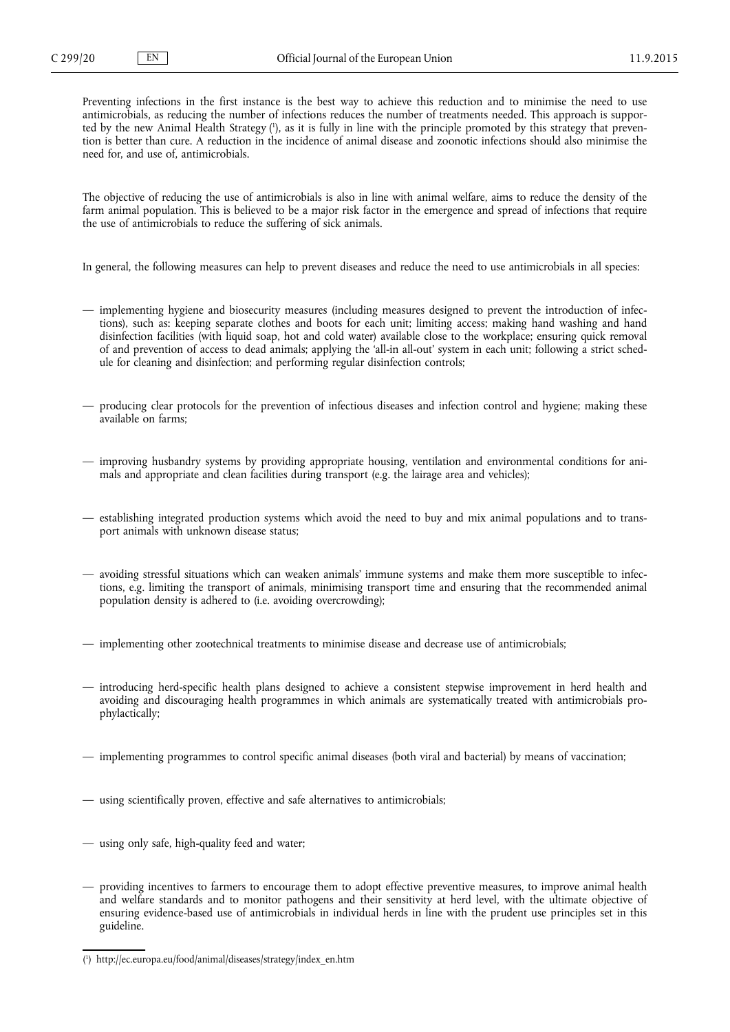Preventing infections in the first instance is the best way to achieve this reduction and to minimise the need to use antimicrobials, as reducing the number of infections reduces the number of treatments needed. This approach is supported by the new Animal Health Strategy [1], as it is fully in line with the principle promoted by this strategy that prevention is better than cure. A reduction in the incidence of animal disease and zoonotic infections should also minimise the need for, and use of, antimicrobials.

The objective of reducing the use of antimicrobials is also in line with animal welfare, aims to reduce the density of the farm animal population. This is believed to be a major risk factor in the emergence and spread of infections that require the use of antimicrobials to reduce the suffering of sick animals.

In general, the following measures can help to prevent diseases and reduce the need to use antimicrobials in all species:

- implementing hygiene and biosecurity measures (including measures designed to prevent the introduction of infections), such as: keeping separate clothes and boots for each unit; limiting access; making hand washing and hand disinfection facilities (with liquid soap, hot and cold water) available close to the workplace; ensuring quick removal of and prevention of access to dead animals; applying the 'all-in all-out' system in each unit; following a strict schedule for cleaning and disinfection; and performing regular disinfection controls;
- producing clear protocols for the prevention of infectious diseases and infection control and hygiene; making these available on farms;
- improving husbandry systems by providing appropriate housing, ventilation and environmental conditions for animals and appropriate and clean facilities during transport (e.g. the lairage area and vehicles);
- establishing integrated production systems which avoid the need to buy and mix animal populations and to transport animals with unknown disease status;
- avoiding stressful situations which can weaken animals' immune systems and make them more susceptible to infections, e.g. limiting the transport of animals, minimising transport time and ensuring that the recommended animal population density is adhered to (i.e. avoiding overcrowding);
- implementing other zootechnical treatments to minimise disease and decrease use of antimicrobials;
- introducing herd-specific health plans designed to achieve a consistent stepwise improvement in herd health and avoiding and discouraging health programmes in which animals are systematically treated with antimicrobials prophylactically;
- implementing programmes to control specific animal diseases (both viral and bacterial) by means of vaccination;
- using scientifically proven, effective and safe alternatives to antimicrobials;
- using only safe, high-quality feed and water;
- providing incentives to farmers to encourage them to adopt effective preventive measures, to improve animal health and welfare standards and to monitor pathogens and their sensitivity at herd level, with the ultimate objective of ensuring evidence-based use of antimicrobials in individual herds in line with the prudent use principles set in this guideline.

---

[1] http://ec.europa.eu/food/animal/diseases/strategy/index_en.htm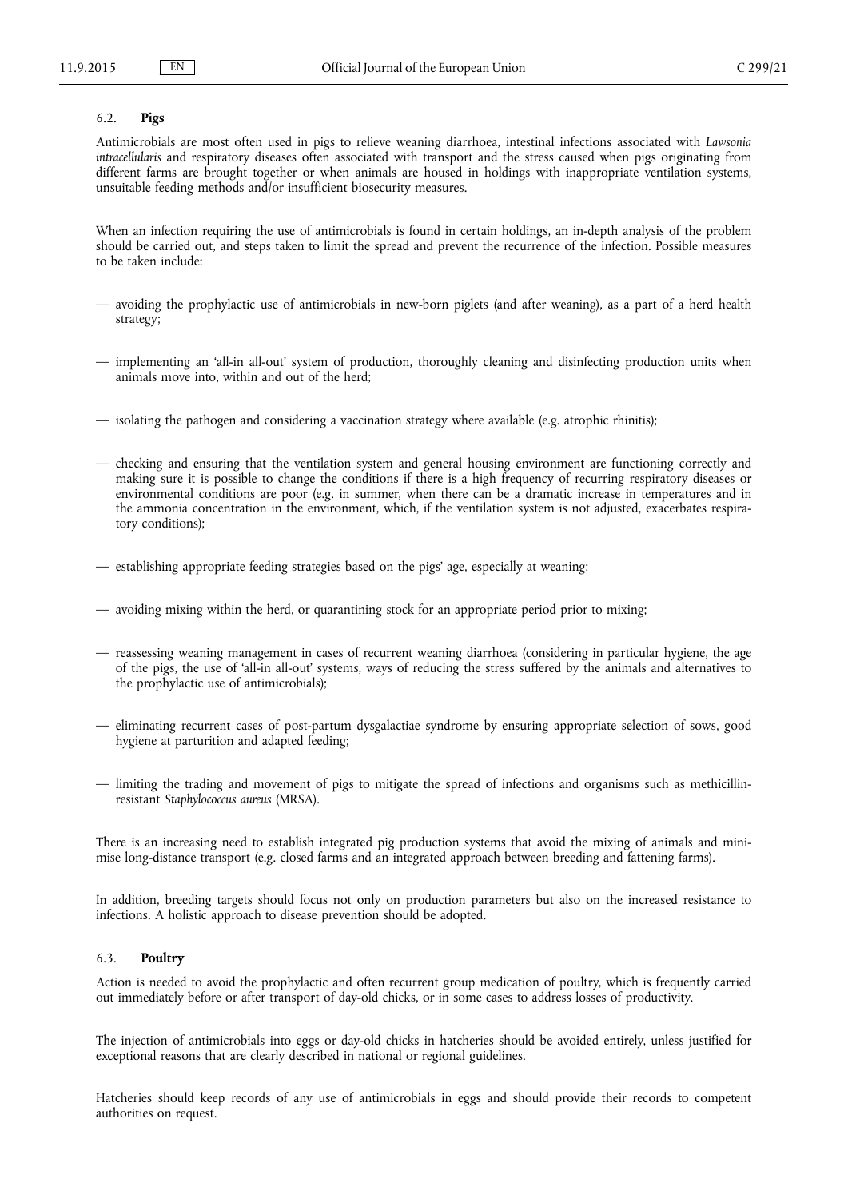### 6.2. **Pigs**

Antimicrobials are most often used in pigs to relieve weaning diarrhoea, intestinal infections associated with *Lawsonia intracellularis* and respiratory diseases often associated with transport and the stress caused when pigs originating from different farms are brought together or when animals are housed in holdings with inappropriate ventilation systems, unsuitable feeding methods and/or insufficient biosecurity measures.

When an infection requiring the use of antimicrobials is found in certain holdings, an in-depth analysis of the problem should be carried out, and steps taken to limit the spread and prevent the recurrence of the infection. Possible measures to be taken include:

— avoiding the prophylactic use of antimicrobials in new-born piglets (and after weaning), as a part of a herd health strategy;

— implementing an 'all-in all-out' system of production, thoroughly cleaning and disinfecting production units when animals move into, within and out of the herd;

— isolating the pathogen and considering a vaccination strategy where available (e.g. atrophic rhinitis);

— checking and ensuring that the ventilation system and general housing environment are functioning correctly and making sure it is possible to change the conditions if there is a high frequency of recurring respiratory diseases or environmental conditions are poor (e.g. in summer, when there can be a dramatic increase in temperatures and in the ammonia concentration in the environment, which, if the ventilation system is not adjusted, exacerbates respiratory conditions);

— establishing appropriate feeding strategies based on the pigs' age, especially at weaning;

— avoiding mixing within the herd, or quarantining stock for an appropriate period prior to mixing;

— reassessing weaning management in cases of recurrent weaning diarrhoea (considering in particular hygiene, the age of the pigs, the use of 'all-in all-out' systems, ways of reducing the stress suffered by the animals and alternatives to the prophylactic use of antimicrobials);

— eliminating recurrent cases of post-partum dysgalactiae syndrome by ensuring appropriate selection of sows, good hygiene at parturition and adapted feeding;

— limiting the trading and movement of pigs to mitigate the spread of infections and organisms such as methicillin-resistant *Staphylococcus aureus* (MRSA).

There is an increasing need to establish integrated pig production systems that avoid the mixing of animals and minimise long-distance transport (e.g. closed farms and an integrated approach between breeding and fattening farms).

In addition, breeding targets should focus not only on production parameters but also on the increased resistance to infections. A holistic approach to disease prevention should be adopted.

### 6.3. **Poultry**

Action is needed to avoid the prophylactic and often recurrent group medication of poultry, which is frequently carried out immediately before or after transport of day-old chicks, or in some cases to address losses of productivity.

The injection of antimicrobials into eggs or day-old chicks in hatcheries should be avoided entirely, unless justified for exceptional reasons that are clearly described in national or regional guidelines.

Hatcheries should keep records of any use of antimicrobials in eggs and should provide their records to competent authorities on request.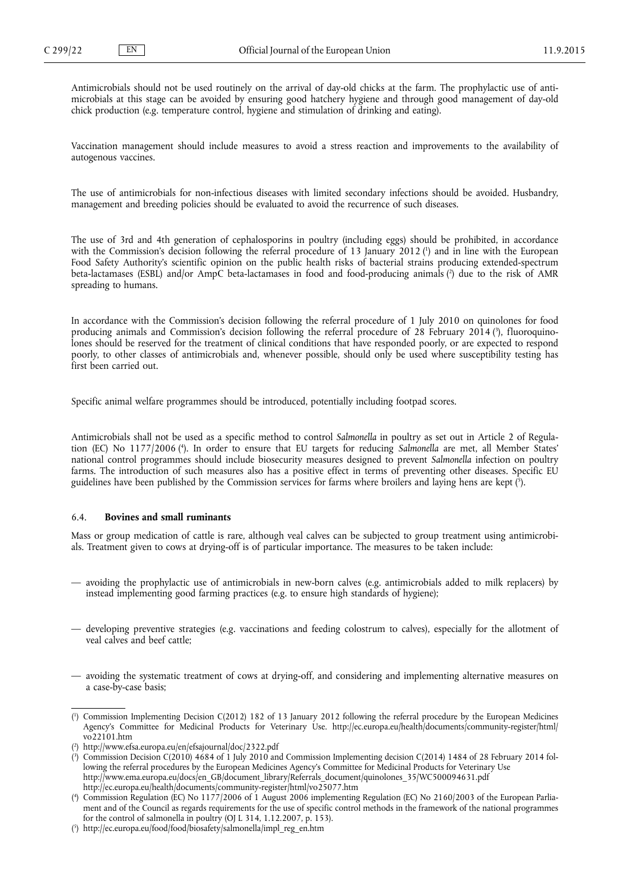Antimicrobials should not be used routinely on the arrival of day-old chicks at the farm. The prophylactic use of antimicrobials at this stage can be avoided by ensuring good hatchery hygiene and through good management of day-old chick production (e.g. temperature control, hygiene and stimulation of drinking and eating).

Vaccination management should include measures to avoid a stress reaction and improvements to the availability of autogenous vaccines.

The use of antimicrobials for non-infectious diseases with limited secondary infections should be avoided. Husbandry, management and breeding policies should be evaluated to avoid the recurrence of such diseases.

The use of 3rd and 4th generation of cephalosporins in poultry (including eggs) should be prohibited, in accordance with the Commission's decision following the referral procedure of 13 January 2012 [1] and in line with the European Food Safety Authority's scientific opinion on the public health risks of bacterial strains producing extended-spectrum beta-lactamases (ESBL) and/or AmpC beta-lactamases in food and food-producing animals [2] due to the risk of AMR spreading to humans.

In accordance with the Commission's decision following the referral procedure of 1 July 2010 on quinolones for food producing animals and Commission's decision following the referral procedure of 28 February 2014 [3], fluoroquinolones should be reserved for the treatment of clinical conditions that have responded poorly, or are expected to respond poorly, to other classes of antimicrobials and, whenever possible, should only be used where susceptibility testing has first been carried out.

Specific animal welfare programmes should be introduced, potentially including footpad scores.

Antimicrobials shall not be used as a specific method to control *Salmonella* in poultry as set out in Article 2 of Regulation (EC) No 1177/2006 [4]. In order to ensure that EU targets for reducing *Salmonella* are met, all Member States' national control programmes should include biosecurity measures designed to prevent *Salmonella* infection on poultry farms. The introduction of such measures also has a positive effect in terms of preventing other diseases. Specific EU guidelines have been published by the Commission services for farms where broilers and laying hens are kept [5].

### 6.4. **Bovines and small ruminants**

Mass or group medication of cattle is rare, although veal calves can be subjected to group treatment using antimicrobials. Treatment given to cows at drying-off is of particular importance. The measures to be taken include:

— avoiding the prophylactic use of antimicrobials in new-born calves (e.g. antimicrobials added to milk replacers) by instead implementing good farming practices (e.g. to ensure high standards of hygiene);

— developing preventive strategies (e.g. vaccinations and feeding colostrum to calves), especially for the allotment of veal calves and beef cattle;

— avoiding the systematic treatment of cows at drying-off, and considering and implementing alternative measures on a case-by-case basis;

---

[1] Commission Implementing Decision C(2012) 182 of 13 January 2012 following the referral procedure by the European Medicines Agency's Committee for Medicinal Products for Veterinary Use. http://ec.europa.eu/health/documents/community-register/html/vo22101.htm

[2] http://www.efsa.europa.eu/en/efsajournal/doc/2322.pdf

[3] Commission Decision C(2010) 4684 of 1 July 2010 and Commission Implementing decision C(2014) 1484 of 28 February 2014 following the referral procedures by the European Medicines Agency's Committee for Medicinal Products for Veterinary Use http://www.ema.europa.eu/docs/en_GB/document_library/Referrals_document/quinolones_35/WC500094631.pdf http://ec.europa.eu/health/documents/community-register/html/vo25077.htm

[4] Commission Regulation (EC) No 1177/2006 of 1 August 2006 implementing Regulation (EC) No 2160/2003 of the European Parliament and of the Council as regards requirements for the use of specific control methods in the framework of the national programmes for the control of salmonella in poultry (OJ L 314, 1.12.2007, p. 153).

[5] http://ec.europa.eu/food/food/biosafety/salmonella/impl_reg_en.htm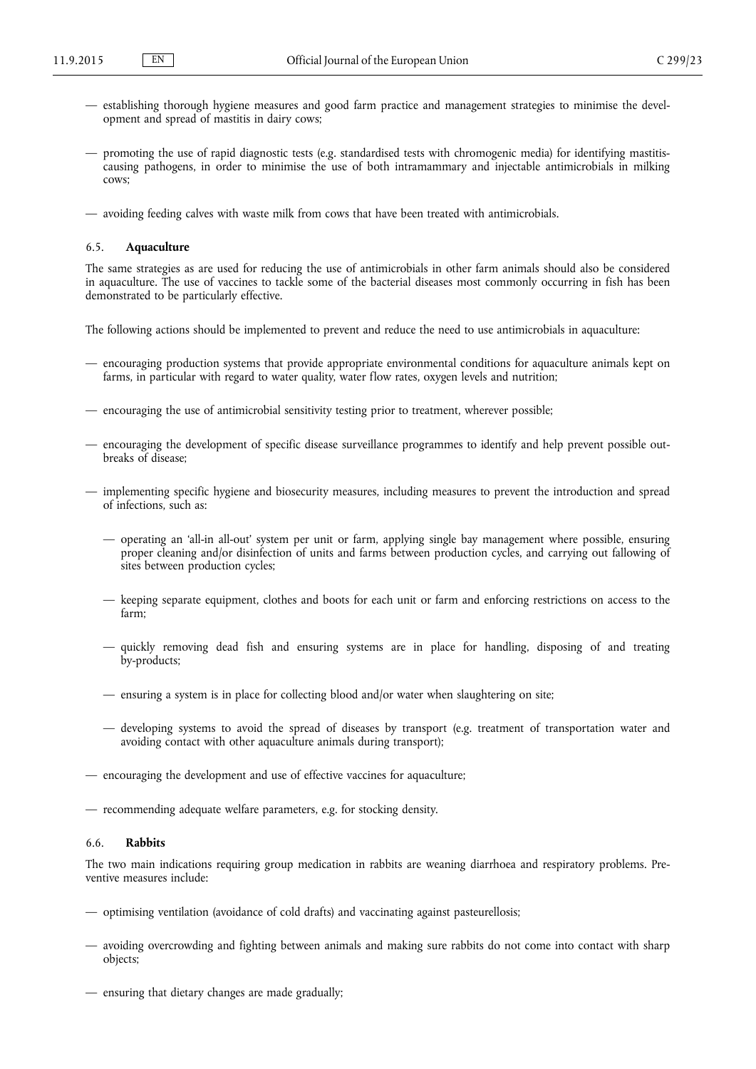— establishing thorough hygiene measures and good farm practice and management strategies to minimise the development and spread of mastitis in dairy cows;

— promoting the use of rapid diagnostic tests (e.g. standardised tests with chromogenic media) for identifying mastitis-causing pathogens, in order to minimise the use of both intramammary and injectable antimicrobials in milking cows;

— avoiding feeding calves with waste milk from cows that have been treated with antimicrobials.

### 6.5. **Aquaculture**

The same strategies as are used for reducing the use of antimicrobials in other farm animals should also be considered in aquaculture. The use of vaccines to tackle some of the bacterial diseases most commonly occurring in fish has been demonstrated to be particularly effective.

The following actions should be implemented to prevent and reduce the need to use antimicrobials in aquaculture:

— encouraging production systems that provide appropriate environmental conditions for aquaculture animals kept on farms, in particular with regard to water quality, water flow rates, oxygen levels and nutrition;

— encouraging the use of antimicrobial sensitivity testing prior to treatment, wherever possible;

— encouraging the development of specific disease surveillance programmes to identify and help prevent possible outbreaks of disease;

— implementing specific hygiene and biosecurity measures, including measures to prevent the introduction and spread of infections, such as:

  — operating an 'all-in all-out' system per unit or farm, applying single bay management where possible, ensuring proper cleaning and/or disinfection of units and farms between production cycles, and carrying out fallowing of sites between production cycles;

  — keeping separate equipment, clothes and boots for each unit or farm and enforcing restrictions on access to the farm;

  — quickly removing dead fish and ensuring systems are in place for handling, disposing of and treating by-products;

  — ensuring a system is in place for collecting blood and/or water when slaughtering on site;

  — developing systems to avoid the spread of diseases by transport (e.g. treatment of transportation water and avoiding contact with other aquaculture animals during transport);

— encouraging the development and use of effective vaccines for aquaculture;

— recommending adequate welfare parameters, e.g. for stocking density.

### 6.6. **Rabbits**

The two main indications requiring group medication in rabbits are weaning diarrhoea and respiratory problems. Preventive measures include:

— optimising ventilation (avoidance of cold drafts) and vaccinating against pasteurellosis;

— avoiding overcrowding and fighting between animals and making sure rabbits do not come into contact with sharp objects;

— ensuring that dietary changes are made gradually;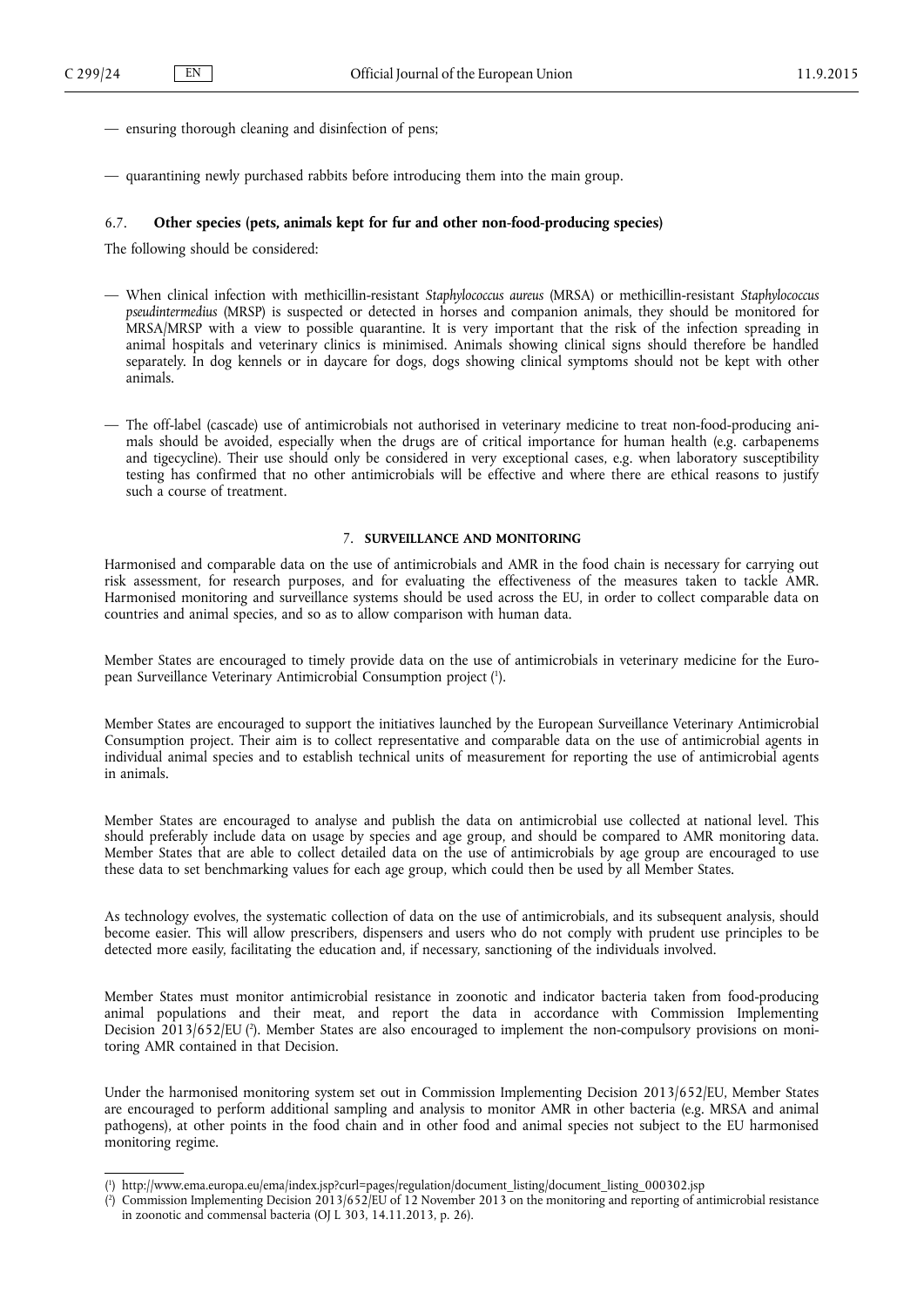— ensuring thorough cleaning and disinfection of pens;

— quarantining newly purchased rabbits before introducing them into the main group.

### 6.7. **Other species (pets, animals kept for fur and other non-food-producing species)**

The following should be considered:

— When clinical infection with methicillin-resistant *Staphylococcus aureus* (MRSA) or methicillin-resistant *Staphylococcus pseudintermedius* (MRSP) is suspected or detected in horses and companion animals, they should be monitored for MRSA/MRSP with a view to possible quarantine. It is very important that the risk of the infection spreading in animal hospitals and veterinary clinics is minimised. Animals showing clinical signs should therefore be handled separately. In dog kennels or in daycare for dogs, dogs showing clinical symptoms should not be kept with other animals.

— The off-label (cascade) use of antimicrobials not authorised in veterinary medicine to treat non-food-producing animals should be avoided, especially when the drugs are of critical importance for human health (e.g. carbapenems and tigecycline). Their use should only be considered in very exceptional cases, e.g. when laboratory susceptibility testing has confirmed that no other antimicrobials will be effective and where there are ethical reasons to justify such a course of treatment.

## 7. **SURVEILLANCE AND MONITORING**

Harmonised and comparable data on the use of antimicrobials and AMR in the food chain is necessary for carrying out risk assessment, for research purposes, and for evaluating the effectiveness of the measures taken to tackle AMR. Harmonised monitoring and surveillance systems should be used across the EU, in order to collect comparable data on countries and animal species, and so as to allow comparison with human data.

Member States are encouraged to timely provide data on the use of antimicrobials in veterinary medicine for the European Surveillance Veterinary Antimicrobial Consumption project [1].

Member States are encouraged to support the initiatives launched by the European Surveillance Veterinary Antimicrobial Consumption project. Their aim is to collect representative and comparable data on the use of antimicrobial agents in individual animal species and to establish technical units of measurement for reporting the use of antimicrobial agents in animals.

Member States are encouraged to analyse and publish the data on antimicrobial use collected at national level. This should preferably include data on usage by species and age group, and should be compared to AMR monitoring data. Member States that are able to collect detailed data on the use of antimicrobials by age group are encouraged to use these data to set benchmarking values for each age group, which could then be used by all Member States.

As technology evolves, the systematic collection of data on the use of antimicrobials, and its subsequent analysis, should become easier. This will allow prescribers, dispensers and users who do not comply with prudent use principles to be detected more easily, facilitating the education and, if necessary, sanctioning of the individuals involved.

Member States must monitor antimicrobial resistance in zoonotic and indicator bacteria taken from food-producing animal populations and their meat, and report the data in accordance with Commission Implementing Decision 2013/652/EU [2]. Member States are also encouraged to implement the non-compulsory provisions on monitoring AMR contained in that Decision.

Under the harmonised monitoring system set out in Commission Implementing Decision 2013/652/EU, Member States are encouraged to perform additional sampling and analysis to monitor AMR in other bacteria (e.g. MRSA and animal pathogens), at other points in the food chain and in other food and animal species not subject to the EU harmonised monitoring regime.

---

[1] http://www.ema.europa.eu/ema/index.jsp?curl=pages/regulation/document_listing/document_listing_000302.jsp

[2] Commission Implementing Decision 2013/652/EU of 12 November 2013 on the monitoring and reporting of antimicrobial resistance in zoonotic and commensal bacteria (OJ L 303, 14.11.2013, p. 26).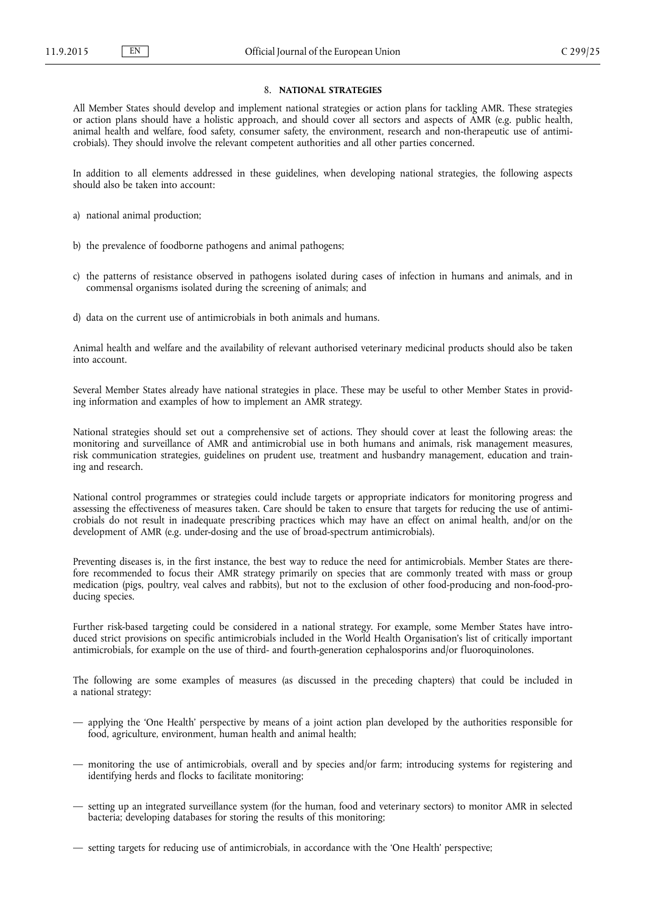## 8. NATIONAL STRATEGIES

All Member States should develop and implement national strategies or action plans for tackling AMR. These strategies or action plans should have a holistic approach, and should cover all sectors and aspects of AMR (e.g. public health, animal health and welfare, food safety, consumer safety, the environment, research and non-therapeutic use of antimicrobials). They should involve the relevant competent authorities and all other parties concerned.

In addition to all elements addressed in these guidelines, when developing national strategies, the following aspects should also be taken into account:

a) national animal production;

b) the prevalence of foodborne pathogens and animal pathogens;

c) the patterns of resistance observed in pathogens isolated during cases of infection in humans and animals, and in commensal organisms isolated during the screening of animals; and

d) data on the current use of antimicrobials in both animals and humans.

Animal health and welfare and the availability of relevant authorised veterinary medicinal products should also be taken into account.

Several Member States already have national strategies in place. These may be useful to other Member States in providing information and examples of how to implement an AMR strategy.

National strategies should set out a comprehensive set of actions. They should cover at least the following areas: the monitoring and surveillance of AMR and antimicrobial use in both humans and animals, risk management measures, risk communication strategies, guidelines on prudent use, treatment and husbandry management, education and training and research.

National control programmes or strategies could include targets or appropriate indicators for monitoring progress and assessing the effectiveness of measures taken. Care should be taken to ensure that targets for reducing the use of antimicrobials do not result in inadequate prescribing practices which may have an effect on animal health, and/or on the development of AMR (e.g. under-dosing and the use of broad-spectrum antimicrobials).

Preventing diseases is, in the first instance, the best way to reduce the need for antimicrobials. Member States are therefore recommended to focus their AMR strategy primarily on species that are commonly treated with mass or group medication (pigs, poultry, veal calves and rabbits), but not to the exclusion of other food-producing and non-food-producing species.

Further risk-based targeting could be considered in a national strategy. For example, some Member States have introduced strict provisions on specific antimicrobials included in the World Health Organisation's list of critically important antimicrobials, for example on the use of third- and fourth-generation cephalosporins and/or fluoroquinolones.

The following are some examples of measures (as discussed in the preceding chapters) that could be included in a national strategy:

— applying the 'One Health' perspective by means of a joint action plan developed by the authorities responsible for food, agriculture, environment, human health and animal health;

— monitoring the use of antimicrobials, overall and by species and/or farm; introducing systems for registering and identifying herds and flocks to facilitate monitoring;

— setting up an integrated surveillance system (for the human, food and veterinary sectors) to monitor AMR in selected bacteria; developing databases for storing the results of this monitoring;

— setting targets for reducing use of antimicrobials, in accordance with the 'One Health' perspective;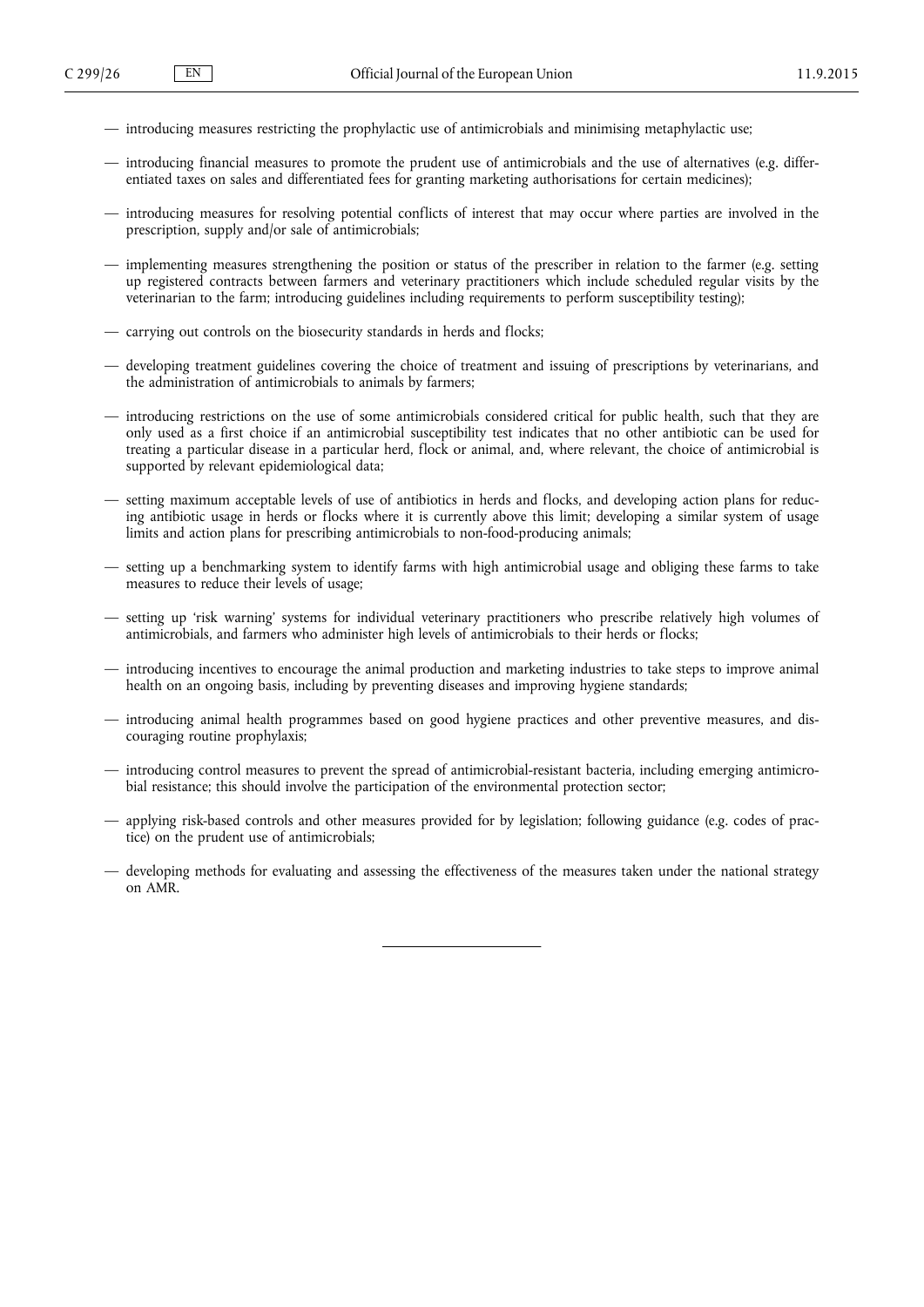- introducing measures restricting the prophylactic use of antimicrobials and minimising metaphylactic use;
- introducing financial measures to promote the prudent use of antimicrobials and the use of alternatives (e.g. differentiated taxes on sales and differentiated fees for granting marketing authorisations for certain medicines);
- introducing measures for resolving potential conflicts of interest that may occur where parties are involved in the prescription, supply and/or sale of antimicrobials;
- implementing measures strengthening the position or status of the prescriber in relation to the farmer (e.g. setting up registered contracts between farmers and veterinary practitioners which include scheduled regular visits by the veterinarian to the farm; introducing guidelines including requirements to perform susceptibility testing);
- carrying out controls on the biosecurity standards in herds and flocks;
- developing treatment guidelines covering the choice of treatment and issuing of prescriptions by veterinarians, and the administration of antimicrobials to animals by farmers;
- introducing restrictions on the use of some antimicrobials considered critical for public health, such that they are only used as a first choice if an antimicrobial susceptibility test indicates that no other antibiotic can be used for treating a particular disease in a particular herd, flock or animal, and, where relevant, the choice of antimicrobial is supported by relevant epidemiological data;
- setting maximum acceptable levels of use of antibiotics in herds and flocks, and developing action plans for reducing antibiotic usage in herds or flocks where it is currently above this limit; developing a similar system of usage limits and action plans for prescribing antimicrobials to non-food-producing animals;
- setting up a benchmarking system to identify farms with high antimicrobial usage and obliging these farms to take measures to reduce their levels of usage;
- setting up 'risk warning' systems for individual veterinary practitioners who prescribe relatively high volumes of antimicrobials, and farmers who administer high levels of antimicrobials to their herds or flocks;
- introducing incentives to encourage the animal production and marketing industries to take steps to improve animal health on an ongoing basis, including by preventing diseases and improving hygiene standards;
- introducing animal health programmes based on good hygiene practices and other preventive measures, and discouraging routine prophylaxis;
- introducing control measures to prevent the spread of antimicrobial-resistant bacteria, including emerging antimicrobial resistance; this should involve the participation of the environmental protection sector;
- applying risk-based controls and other measures provided for by legislation; following guidance (e.g. codes of practice) on the prudent use of antimicrobials;
- developing methods for evaluating and assessing the effectiveness of the measures taken under the national strategy on AMR.